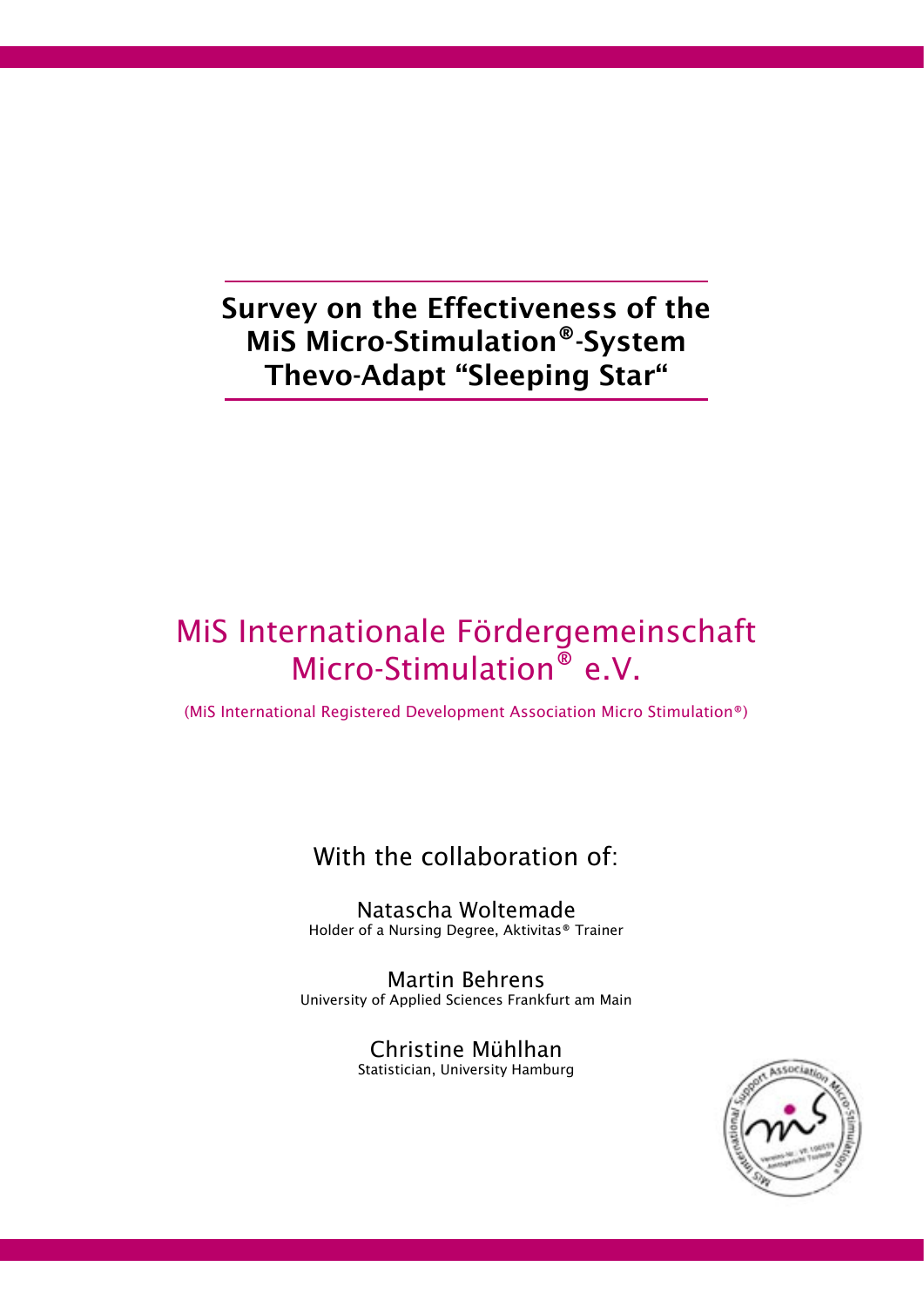# Survey on the Effectiveness of the MiS Micro-Stimulation®-System Thevo-Adapt "Sleeping Star"

MiS Internationale Fördergemeinschaft Micro-Stimulation® e.V.

(MiS International Registered Development Association Micro Stimulation®)

With the collaboration of:

Natascha Woltemade
Holder of a Nursing Degree, Aktivitas® Trainer

Martin Behrens
University of Applied Sciences Frankfurt am Main

Christine Mühlhan
Statistician, University Hamburg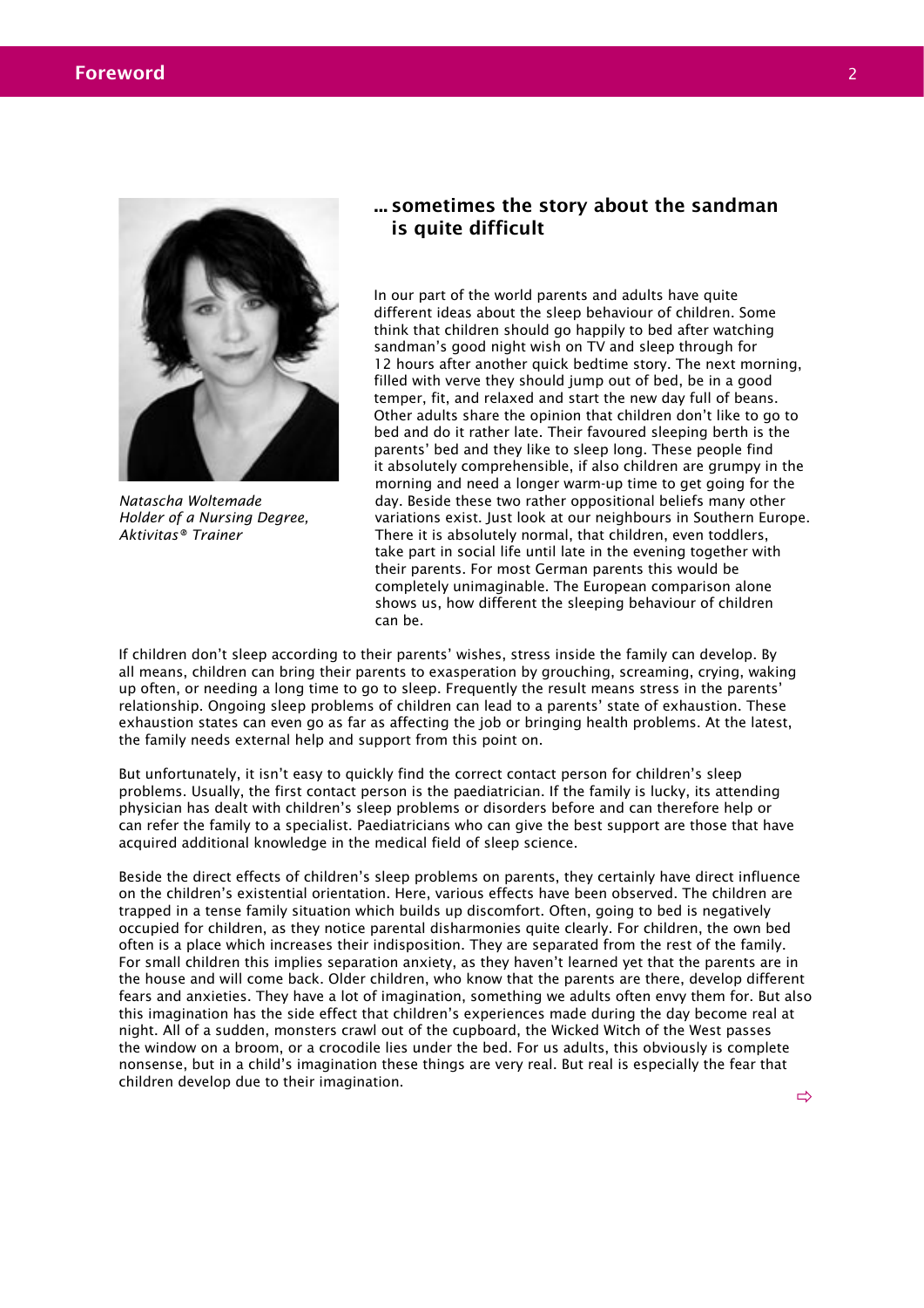# Foreword

*Natascha Woltemade*
*Holder of a Nursing Degree,*
*Aktivitas® Trainer*

## ... sometimes the story about the sandman is quite difficult

In our part of the world parents and adults have quite different ideas about the sleep behaviour of children. Some think that children should go happily to bed after watching sandman's good night wish on TV and sleep through for 12 hours after another quick bedtime story. The next morning, filled with verve they should jump out of bed, be in a good temper, fit, and relaxed and start the new day full of beans. Other adults share the opinion that children don't like to go to bed and do it rather late. Their favoured sleeping berth is the parents' bed and they like to sleep long. These people find it absolutely comprehensible, if also children are grumpy in the morning and need a longer warm-up time to get going for the day. Beside these two rather oppositional beliefs many other variations exist. Just look at our neighbours in Southern Europe. There it is absolutely normal, that children, even toddlers, take part in social life until late in the evening together with their parents. For most German parents this would be completely unimaginable. The European comparison alone shows us, how different the sleeping behaviour of children can be.

If children don't sleep according to their parents' wishes, stress inside the family can develop. By all means, children can bring their parents to exasperation by grouching, screaming, crying, waking up often, or needing a long time to go to sleep. Frequently the result means stress in the parents' relationship. Ongoing sleep problems of children can lead to a parents' state of exhaustion. These exhaustion states can even go as far as affecting the job or bringing health problems. At the latest, the family needs external help and support from this point on.

But unfortunately, it isn't easy to quickly find the correct contact person for children's sleep problems. Usually, the first contact person is the paediatrician. If the family is lucky, its attending physician has dealt with children's sleep problems or disorders before and can therefore help or can refer the family to a specialist. Paediatricians who can give the best support are those that have acquired additional knowledge in the medical field of sleep science.

Beside the direct effects of children's sleep problems on parents, they certainly have direct influence on the children's existential orientation. Here, various effects have been observed. The children are trapped in a tense family situation which builds up discomfort. Often, going to bed is negatively occupied for children, as they notice parental disharmonies quite clearly. For children, the own bed often is a place which increases their indisposition. They are separated from the rest of the family. For small children this implies separation anxiety, as they haven't learned yet that the parents are in the house and will come back. Older children, who know that the parents are there, develop different fears and anxieties. They have a lot of imagination, something we adults often envy them for. But also this imagination has the side effect that children's experiences made during the day become real at night. All of a sudden, monsters crawl out of the cupboard, the Wicked Witch of the West passes the window on a broom, or a crocodile lies under the bed. For us adults, this obviously is complete nonsense, but in a child's imagination these things are very real. But real is especially the fear that children develop due to their imagination.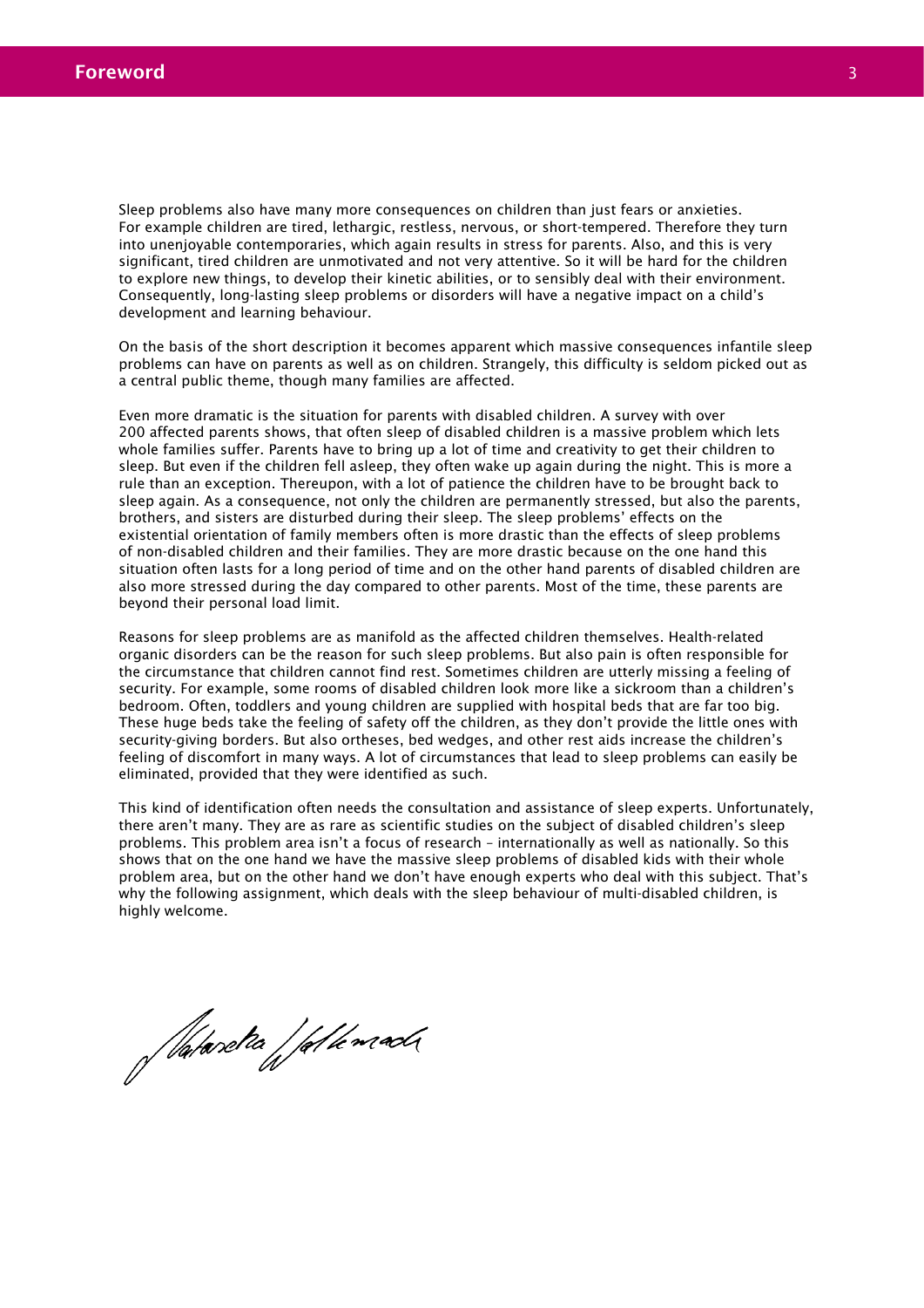# Foreword

Sleep problems also have many more consequences on children than just fears or anxieties. For example children are tired, lethargic, restless, nervous, or short-tempered. Therefore they turn into unenjoyable contemporaries, which again results in stress for parents. Also, and this is very significant, tired children are unmotivated and not very attentive. So it will be hard for the children to explore new things, to develop their kinetic abilities, or to sensibly deal with their environment. Consequently, long-lasting sleep problems or disorders will have a negative impact on a child's development and learning behaviour.

On the basis of the short description it becomes apparent which massive consequences infantile sleep problems can have on parents as well as on children. Strangely, this difficulty is seldom picked out as a central public theme, though many families are affected.

Even more dramatic is the situation for parents with disabled children. A survey with over 200 affected parents shows, that often sleep of disabled children is a massive problem which lets whole families suffer. Parents have to bring up a lot of time and creativity to get their children to sleep. But even if the children fell asleep, they often wake up again during the night. This is more a rule than an exception. Thereupon, with a lot of patience the children have to be brought back to sleep again. As a consequence, not only the children are permanently stressed, but also the parents, brothers, and sisters are disturbed during their sleep. The sleep problems' effects on the existential orientation of family members often is more drastic than the effects of sleep problems of non-disabled children and their families. They are more drastic because on the one hand this situation often lasts for a long period of time and on the other hand parents of disabled children are also more stressed during the day compared to other parents. Most of the time, these parents are beyond their personal load limit.

Reasons for sleep problems are as manifold as the affected children themselves. Health-related organic disorders can be the reason for such sleep problems. But also pain is often responsible for the circumstance that children cannot find rest. Sometimes children are utterly missing a feeling of security. For example, some rooms of disabled children look more like a sickroom than a children's bedroom. Often, toddlers and young children are supplied with hospital beds that are far too big. These huge beds take the feeling of safety off the children, as they don't provide the little ones with security-giving borders. But also ortheses, bed wedges, and other rest aids increase the children's feeling of discomfort in many ways. A lot of circumstances that lead to sleep problems can easily be eliminated, provided that they were identified as such.

This kind of identification often needs the consultation and assistance of sleep experts. Unfortunately, there aren't many. They are as rare as scientific studies on the subject of disabled children's sleep problems. This problem area isn't a focus of research – internationally as well as nationally. So this shows that on the one hand we have the massive sleep problems of disabled kids with their whole problem area, but on the other hand we don't have enough experts who deal with this subject. That's why the following assignment, which deals with the sleep behaviour of multi-disabled children, is highly welcome.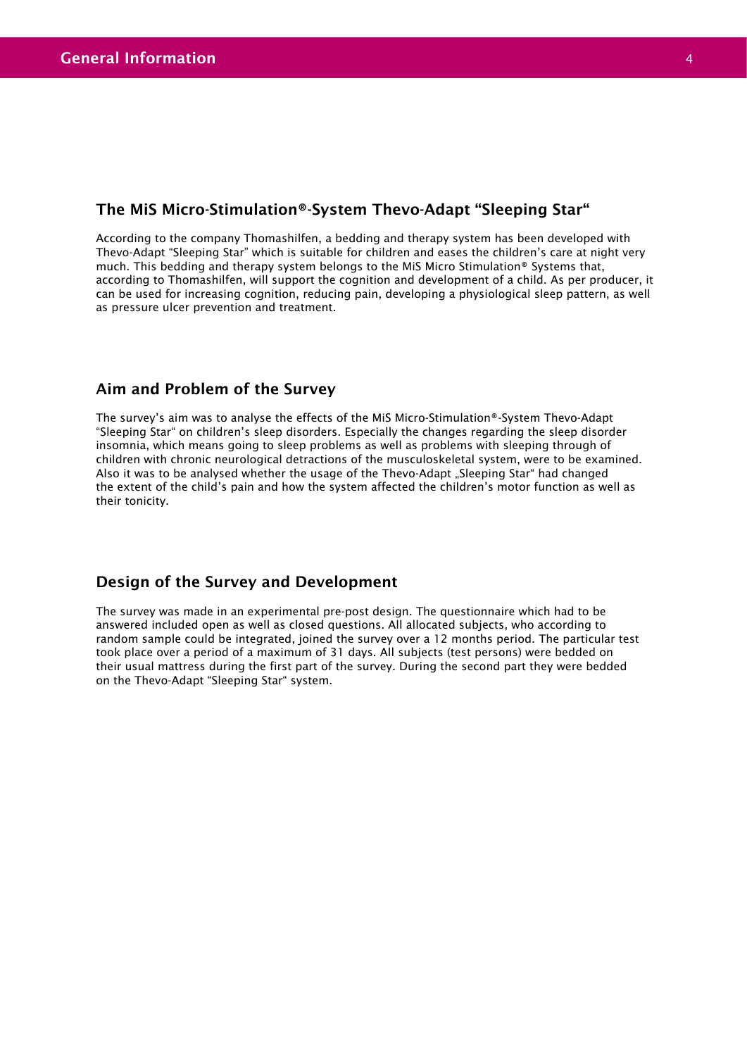# General Information

## The MiS Micro-Stimulation®-System Thevo-Adapt "Sleeping Star"

According to the company Thomashilfen, a bedding and therapy system has been developed with Thevo-Adapt "Sleeping Star" which is suitable for children and eases the children's care at night very much. This bedding and therapy system belongs to the MiS Micro Stimulation® Systems that, according to Thomashilfen, will support the cognition and development of a child. As per producer, it can be used for increasing cognition, reducing pain, developing a physiological sleep pattern, as well as pressure ulcer prevention and treatment.

## Aim and Problem of the Survey

The survey's aim was to analyse the effects of the MiS Micro-Stimulation®-System Thevo-Adapt "Sleeping Star" on children's sleep disorders. Especially the changes regarding the sleep disorder insomnia, which means going to sleep problems as well as problems with sleeping through of children with chronic neurological detractions of the musculoskeletal system, were to be examined. Also it was to be analysed whether the usage of the Thevo-Adapt „Sleeping Star" had changed the extent of the child's pain and how the system affected the children's motor function as well as their tonicity.

## Design of the Survey and Development

The survey was made in an experimental pre-post design. The questionnaire which had to be answered included open as well as closed questions. All allocated subjects, who according to random sample could be integrated, joined the survey over a 12 months period. The particular test took place over a period of a maximum of 31 days. All subjects (test persons) were bedded on their usual mattress during the first part of the survey. During the second part they were bedded on the Thevo-Adapt "Sleeping Star" system.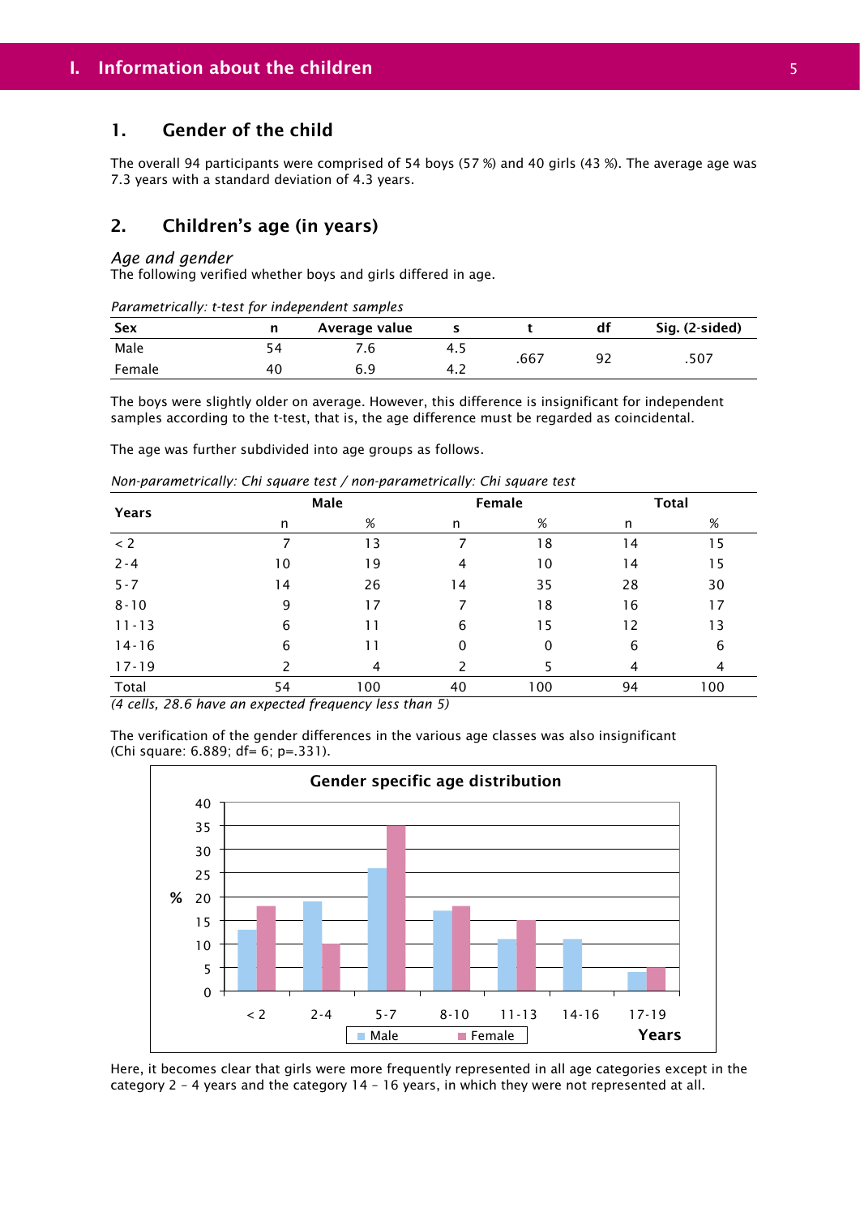## 1. Gender of the child

The overall 94 participants were comprised of 54 boys (57 %) and 40 girls (43 %). The average age was 7.3 years with a standard deviation of 4.3 years.

## 2. Children's age (in years)

*Age and gender*

The following verified whether boys and girls differed in age.

*Parametrically: t-test for independent samples*

| Sex | n | Average value | s | t | df | Sig. (2-sided) |
|---|---|---|---|---|---|---|
| Male | 54 | 7.6 | 4.5 | .667 | 92 | .507 |
| Female | 40 | 6.9 | 4.2 | | | |

The boys were slightly older on average. However, this difference is insignificant for independent samples according to the t-test, that is, the age difference must be regarded as coincidental.

The age was further subdivided into age groups as follows.

*Non-parametrically: Chi square test / non-parametrically: Chi square test*

| Years | Male | | Female | | Total | |
|---|---|---|---|---|---|---|
| | n | % | n | % | n | % |
| < 2 | 7 | 13 | 7 | 18 | 14 | 15 |
| 2 - 4 | 10 | 19 | 4 | 10 | 14 | 15 |
| 5 - 7 | 14 | 26 | 14 | 35 | 28 | 30 |
| 8 - 10 | 9 | 17 | 7 | 18 | 16 | 17 |
| 11 - 13 | 6 | 11 | 6 | 15 | 12 | 13 |
| 14 - 16 | 6 | 11 | 0 | 0 | 6 | 6 |
| 17 - 19 | 2 | 4 | 2 | 5 | 4 | 4 |
| Total | 54 | 100 | 40 | 100 | 94 | 100 |

*(4 cells, 28.6 have an expected frequency less than 5)*

The verification of the gender differences in the various age classes was also insignificant (Chi square: 6.889; df= 6; p=.331).

**Gender specific age distribution**

| Years | Male % | Female % |
|---|---|---|
| < 2 | 13 | 18 |
| 2-4 | 19 | 10 |
| 5-7 | 26 | 35 |
| 8-10 | 17 | 18 |
| 11-13 | 11 | 15 |
| 14-16 | 11 | 0 |
| 17-19 | 4 | 5 |

Here, it becomes clear that girls were more frequently represented in all age categories except in the category 2 – 4 years and the category 14 – 16 years, in which they were not represented at all.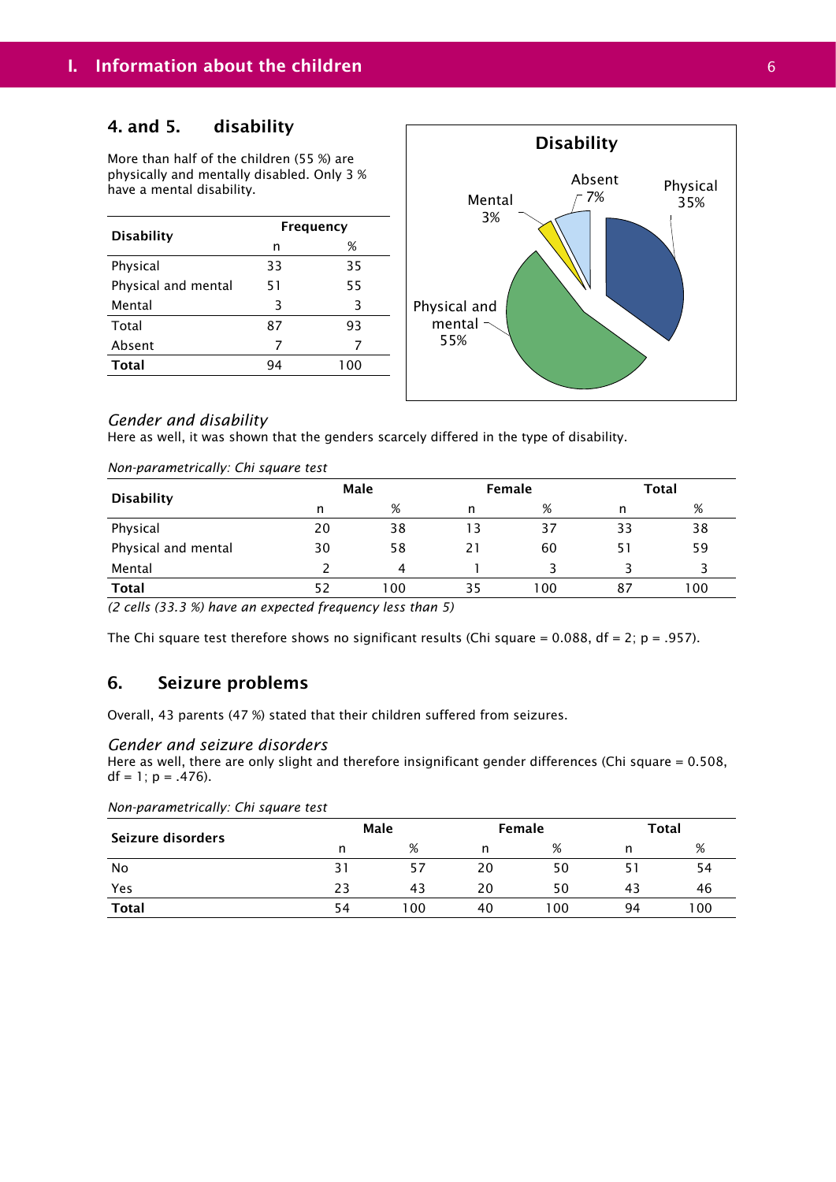## 4. and 5. disability

More than half of the children (55 %) are physically and mentally disabled. Only 3 % have a mental disability.

| Disability | Frequency | |
|---|---|---|
| | n | % |
| Physical | 33 | 35 |
| Physical and mental | 51 | 55 |
| Mental | 3 | 3 |
| Total | 87 | 93 |
| Absent | 7 | 7 |
| **Total** | 94 | 100 |

Disability

Physical 35%, Physical and mental 55%, Mental 3%, Absent 7%

### *Gender and disability*

Here as well, it was shown that the genders scarcely differed in the type of disability.

*Non-parametrically: Chi square test*

| Disability | Male | | Female | | Total | |
|---|---|---|---|---|---|---|
| | n | % | n | % | n | % |
| Physical | 20 | 38 | 13 | 37 | 33 | 38 |
| Physical and mental | 30 | 58 | 21 | 60 | 51 | 59 |
| Mental | 2 | 4 | 1 | 3 | 3 | 3 |
| **Total** | 52 | 100 | 35 | 100 | 87 | 100 |

*(2 cells (33.3 %) have an expected frequency less than 5)*

The Chi square test therefore shows no significant results (Chi square = 0.088, df = 2; p = .957).

## 6. Seizure problems

Overall, 43 parents (47 %) stated that their children suffered from seizures.

### *Gender and seizure disorders*

Here as well, there are only slight and therefore insignificant gender differences (Chi square = 0.508, df = 1; p = .476).

*Non-parametrically: Chi square test*

| Seizure disorders | Male | | Female | | Total | |
|---|---|---|---|---|---|---|
| | n | % | n | % | n | % |
| No | 31 | 57 | 20 | 50 | 51 | 54 |
| Yes | 23 | 43 | 20 | 50 | 43 | 46 |
| **Total** | 54 | 100 | 40 | 100 | 94 | 100 |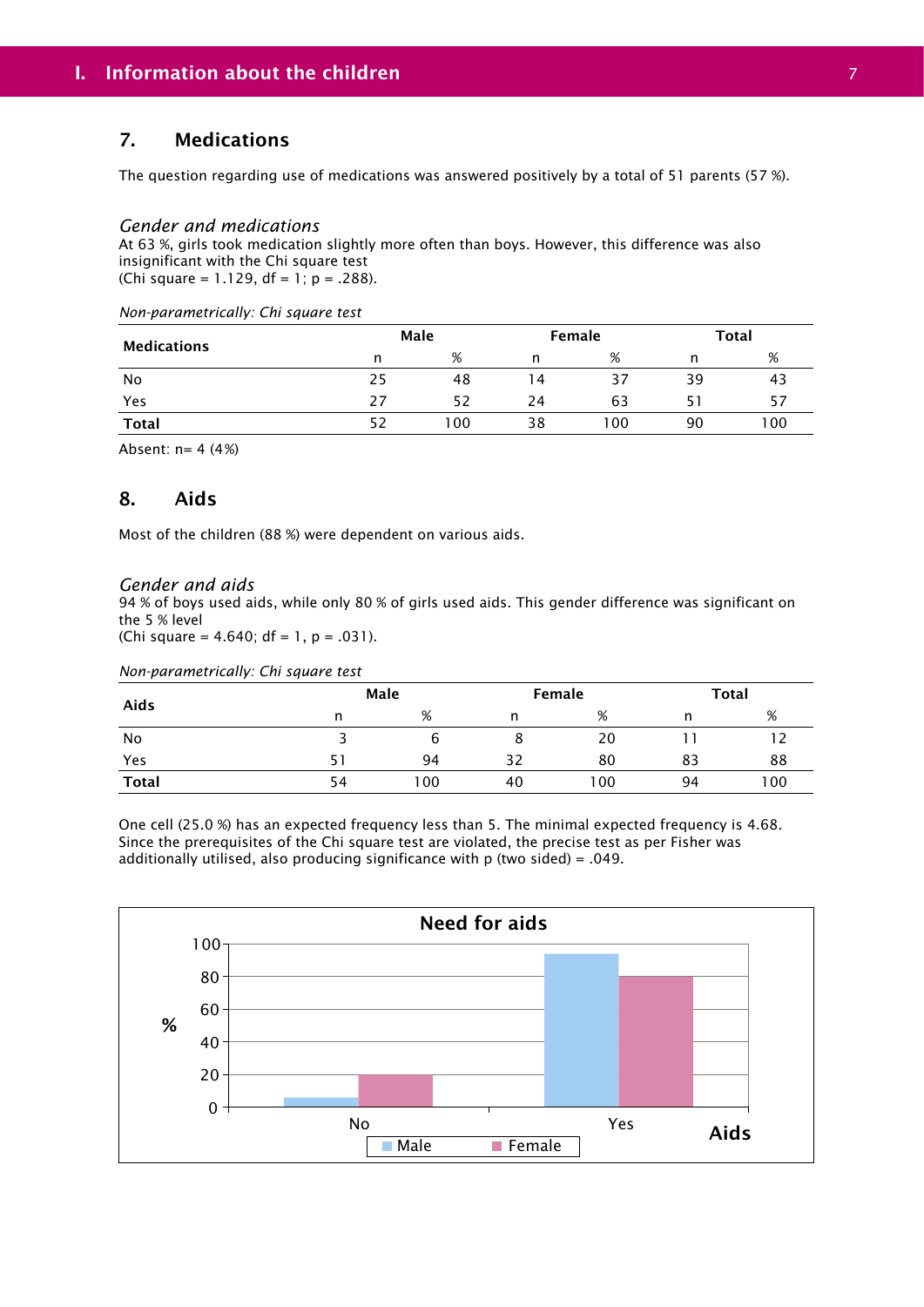## 7. Medications

The question regarding use of medications was answered positively by a total of 51 parents (57 %).

### *Gender and medications*

At 63 %, girls took medication slightly more often than boys. However, this difference was also insignificant with the Chi square test
(Chi square = 1.129, df = 1; p = .288).

*Non-parametrically: Chi square test*

| **Medications** | Male | | Female | | Total | |
|---|---|---|---|---|---|---|
| | n | % | n | % | n | % |
| No | 25 | 48 | 14 | 37 | 39 | 43 |
| Yes | 27 | 52 | 24 | 63 | 51 | 57 |
| **Total** | 52 | 100 | 38 | 100 | 90 | 100 |

Absent: n= 4 (4%)

## 8. Aids

Most of the children (88 %) were dependent on various aids.

### *Gender and aids*

94 % of boys used aids, while only 80 % of girls used aids. This gender difference was significant on the 5 % level
(Chi square = 4.640; df = 1, p = .031).

*Non-parametrically: Chi square test*

| **Aids** | Male | | Female | | Total | |
|---|---|---|---|---|---|---|
| | n | % | n | % | n | % |
| No | 3 | 6 | 8 | 20 | 11 | 12 |
| Yes | 51 | 94 | 32 | 80 | 83 | 88 |
| **Total** | 54 | 100 | 40 | 100 | 94 | 100 |

One cell (25.0 %) has an expected frequency less than 5. The minimal expected frequency is 4.68. Since the prerequisites of the Chi square test are violated, the precise test as per Fisher was additionally utilised, also producing significance with p (two sided) = .049.

**Need for aids**

| Aids | Male (%) | Female (%) |
|---|---|---|
| No | 6 | 20 |
| Yes | 94 | 80 |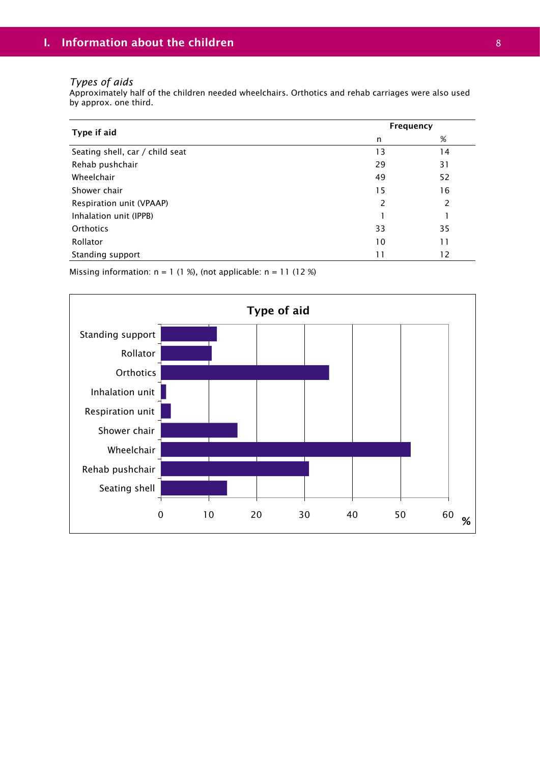*Types of aids*

Approximately half of the children needed wheelchairs. Orthotics and rehab carriages were also used by approx. one third.

| Type if aid | Frequency | |
|---|---|---|
| | n | % |
| Seating shell, car / child seat | 13 | 14 |
| Rehab pushchair | 29 | 31 |
| Wheelchair | 49 | 52 |
| Shower chair | 15 | 16 |
| Respiration unit (VPAAP) | 2 | 2 |
| Inhalation unit (IPPB) | 1 | 1 |
| Orthotics | 33 | 35 |
| Rollator | 10 | 11 |
| Standing support | 11 | 12 |

Missing information: n = 1 (1 %), (not applicable: n = 11 (12 %)

**Type of aid**

| Type of aid | % |
|---|---|
| Standing support | 12 |
| Rollator | 11 |
| Orthotics | 35 |
| Inhalation unit | 1 |
| Respiration unit | 2 |
| Shower chair | 16 |
| Wheelchair | 52 |
| Rehab pushchair | 31 |
| Seating shell | 14 |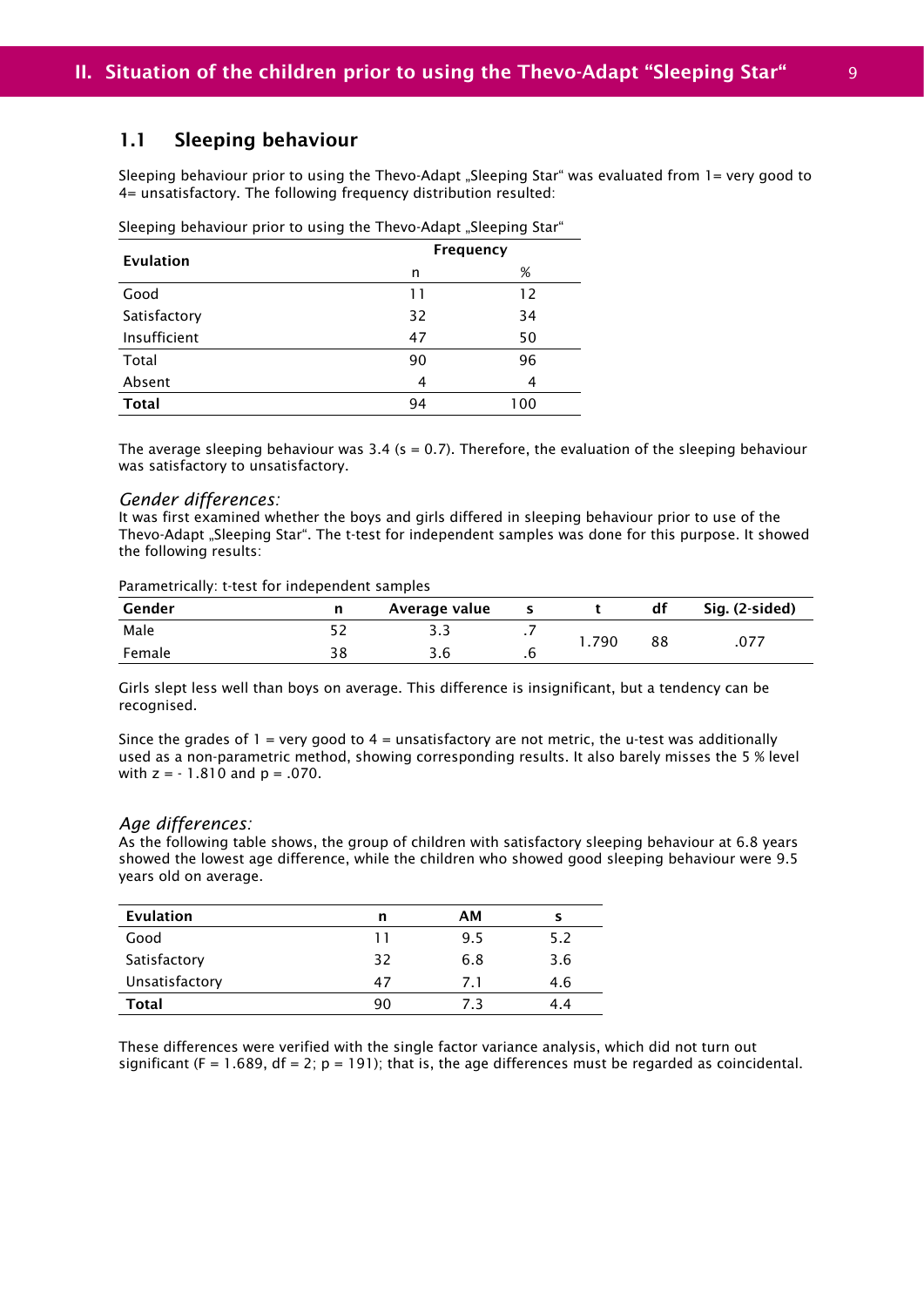## 1.1 Sleeping behaviour

Sleeping behaviour prior to using the Thevo-Adapt „Sleeping Star“ was evaluated from 1= very good to 4= unsatisfactory. The following frequency distribution resulted:

Sleeping behaviour prior to using the Thevo-Adapt „Sleeping Star“

| Evulation | Frequency | |
|---|---|---|
| | n | % |
| Good | 11 | 12 |
| Satisfactory | 32 | 34 |
| Insufficient | 47 | 50 |
| Total | 90 | 96 |
| Absent | 4 | 4 |
| **Total** | 94 | 100 |

The average sleeping behaviour was 3.4 (s = 0.7). Therefore, the evaluation of the sleeping behaviour was satisfactory to unsatisfactory.

*Gender differences:*
It was first examined whether the boys and girls differed in sleeping behaviour prior to use of the Thevo-Adapt „Sleeping Star“. The t-test for independent samples was done for this purpose. It showed the following results:

Parametrically: t-test for independent samples

| Gender | n | Average value | s | t | df | Sig. (2-sided) |
|---|---|---|---|---|---|---|
| Male | 52 | 3.3 | .7 | 1.790 | 88 | .077 |
| Female | 38 | 3.6 | .6 | | | |

Girls slept less well than boys on average. This difference is insignificant, but a tendency can be recognised.

Since the grades of 1 = very good to 4 = unsatisfactory are not metric, the u-test was additionally used as a non-parametric method, showing corresponding results. It also barely misses the 5 % level with z = - 1.810 and p = .070.

*Age differences:*
As the following table shows, the group of children with satisfactory sleeping behaviour at 6.8 years showed the lowest age difference, while the children who showed good sleeping behaviour were 9.5 years old on average.

| Evulation | n | AM | s |
|---|---|---|---|
| Good | 11 | 9.5 | 5.2 |
| Satisfactory | 32 | 6.8 | 3.6 |
| Unsatisfactory | 47 | 7.1 | 4.6 |
| **Total** | 90 | 7.3 | 4.4 |

These differences were verified with the single factor variance analysis, which did not turn out significant (F = 1.689, df = 2; p = 191); that is, the age differences must be regarded as coincidental.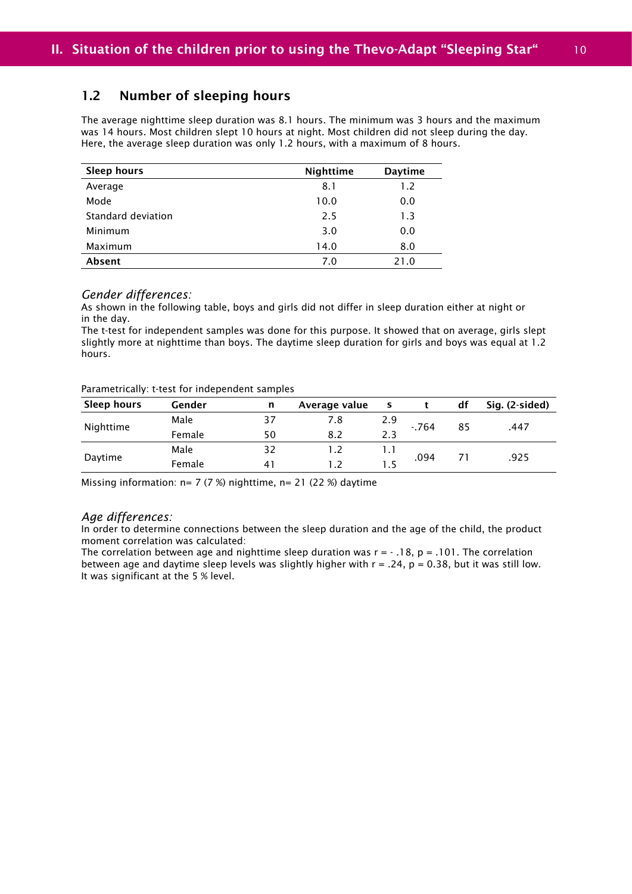## 1.2 Number of sleeping hours

The average nighttime sleep duration was 8.1 hours. The minimum was 3 hours and the maximum was 14 hours. Most children slept 10 hours at night. Most children did not sleep during the day. Here, the average sleep duration was only 1.2 hours, with a maximum of 8 hours.

| Sleep hours | Nighttime | Daytime |
|---|---|---|
| Average | 8.1 | 1.2 |
| Mode | 10.0 | 0.0 |
| Standard deviation | 2.5 | 1.3 |
| Minimum | 3.0 | 0.0 |
| Maximum | 14.0 | 8.0 |
| **Absent** | 7.0 | 21.0 |

*Gender differences:*
As shown in the following table, boys and girls did not differ in sleep duration either at night or in the day.
The t-test for independent samples was done for this purpose. It showed that on average, girls slept slightly more at nighttime than boys. The daytime sleep duration for girls and boys was equal at 1.2 hours.

Parametrically: t-test for independent samples

| Sleep hours | Gender | n | Average value | s | t | df | Sig. (2-sided) |
|---|---|---|---|---|---|---|---|
| Nighttime | Male | 37 | 7.8 | 2.9 | -.764 | 85 | .447 |
| | Female | 50 | 8.2 | 2.3 | | | |
| Daytime | Male | 32 | 1.2 | 1.1 | .094 | 71 | .925 |
| | Female | 41 | 1.2 | 1.5 | | | |

Missing information: n= 7 (7 %) nighttime, n= 21 (22 %) daytime

*Age differences:*
In order to determine connections between the sleep duration and the age of the child, the product moment correlation was calculated:
The correlation between age and nighttime sleep duration was $r = -.18$, $p = .101$. The correlation between age and daytime sleep levels was slightly higher with $r = .24$, $p = 0.38$, but it was still low. It was significant at the 5 % level.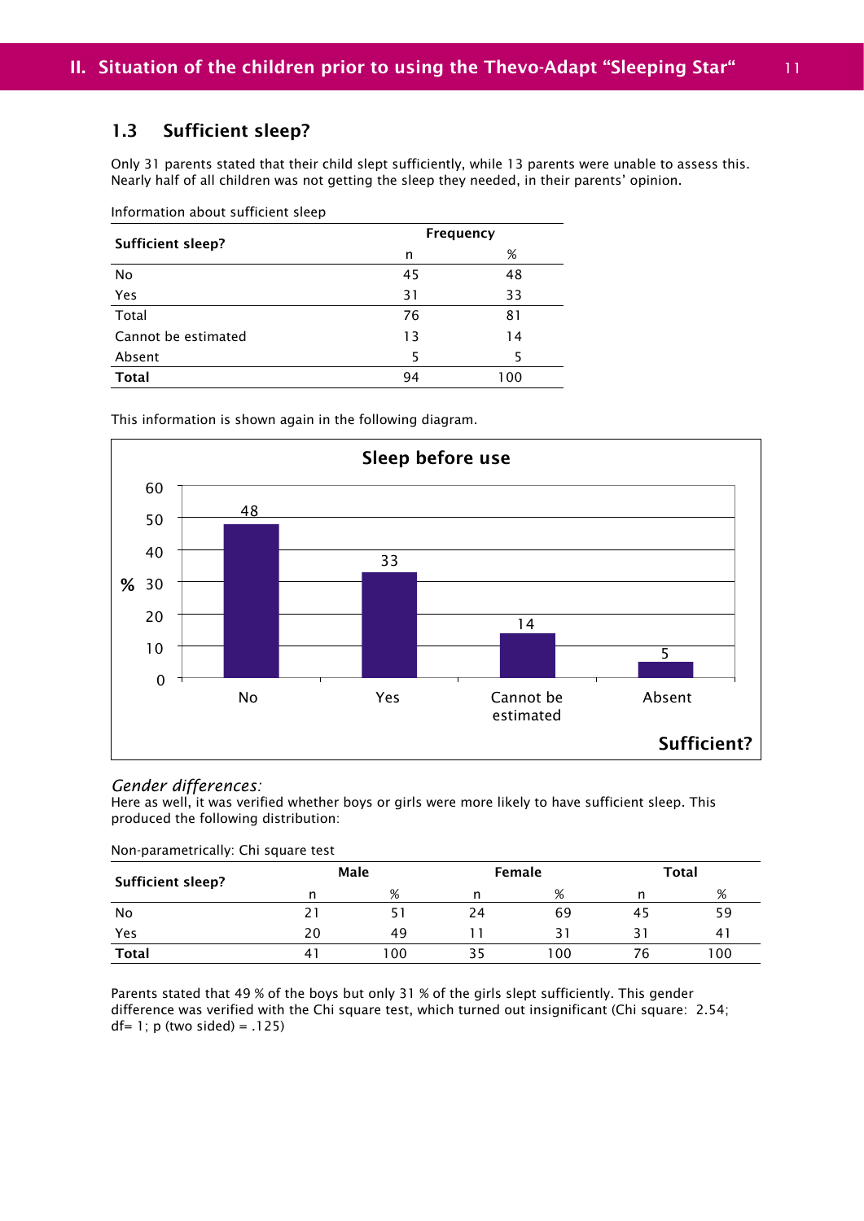### 1.3 Sufficient sleep?

Only 31 parents stated that their child slept sufficiently, while 13 parents were unable to assess this. Nearly half of all children was not getting the sleep they needed, in their parents' opinion.

Information about sufficient sleep

| Sufficient sleep? | Frequency | |
|---|---|---|
| | n | % |
| No | 45 | 48 |
| Yes | 31 | 33 |
| Total | 76 | 81 |
| Cannot be estimated | 13 | 14 |
| Absent | 5 | 5 |
| **Total** | 94 | 100 |

This information is shown again in the following diagram.

**Sleep before use**

| Sufficient? | % |
|---|---|
| No | 48 |
| Yes | 33 |
| Cannot be estimated | 14 |
| Absent | 5 |

*Gender differences:*
Here as well, it was verified whether boys or girls were more likely to have sufficient sleep. This produced the following distribution:

Non-parametrically: Chi square test

| Sufficient sleep? | Male | | Female | | Total | |
|---|---|---|---|---|---|---|
| | n | % | n | % | n | % |
| No | 21 | 51 | 24 | 69 | 45 | 59 |
| Yes | 20 | 49 | 11 | 31 | 31 | 41 |
| **Total** | 41 | 100 | 35 | 100 | 76 | 100 |

Parents stated that 49 % of the boys but only 31 % of the girls slept sufficiently. This gender difference was verified with the Chi square test, which turned out insignificant (Chi square: 2.54; df= 1; p (two sided) = .125)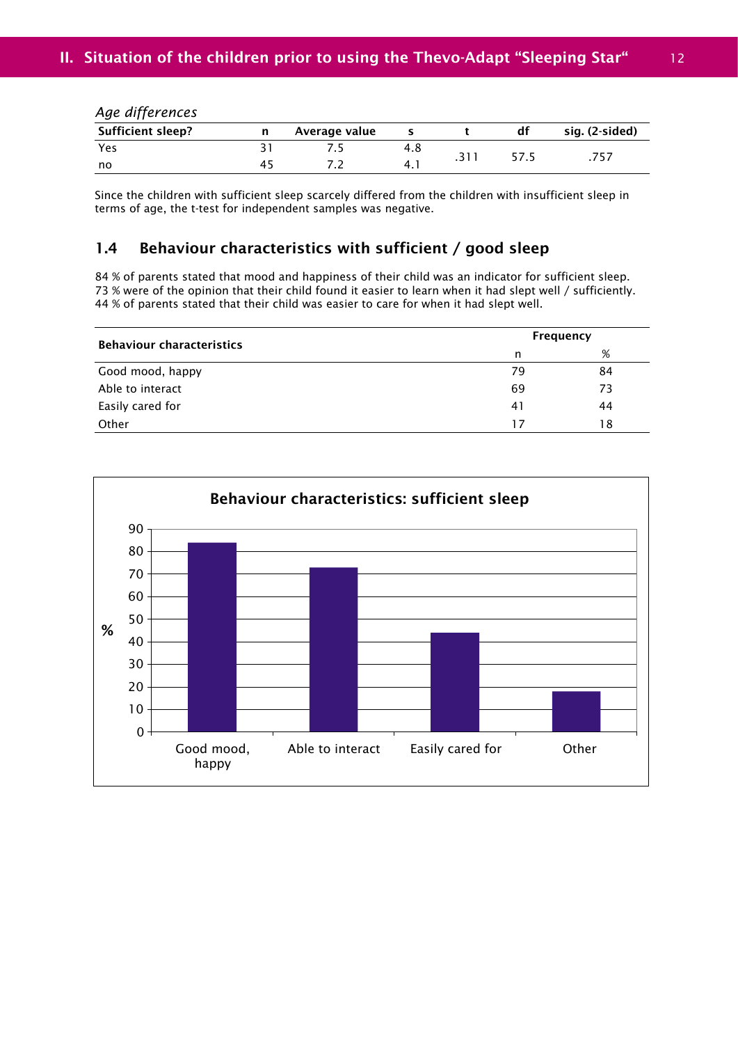*Age differences*

| Sufficient sleep? | n | Average value | s | t | df | sig. (2-sided) |
|---|---|---|---|---|---|---|
| Yes | 31 | 7.5 | 4.8 | .311 | 57.5 | .757 |
| no | 45 | 7.2 | 4.1 | | | |

Since the children with sufficient sleep scarcely differed from the children with insufficient sleep in terms of age, the t-test for independent samples was negative.

## 1.4 Behaviour characteristics with sufficient / good sleep

84 % of parents stated that mood and happiness of their child was an indicator for sufficient sleep. 73 % were of the opinion that their child found it easier to learn when it had slept well / sufficiently. 44 % of parents stated that their child was easier to care for when it had slept well.

| Behaviour characteristics | Frequency | |
|---|---|---|
| | n | % |
| Good mood, happy | 79 | 84 |
| Able to interact | 69 | 73 |
| Easily cared for | 41 | 44 |
| Other | 17 | 18 |

**Behaviour characteristics: sufficient sleep**

| Behaviour characteristics | % |
|---|---|
| Good mood, happy | 84 |
| Able to interact | 73 |
| Easily cared for | 44 |
| Other | 18 |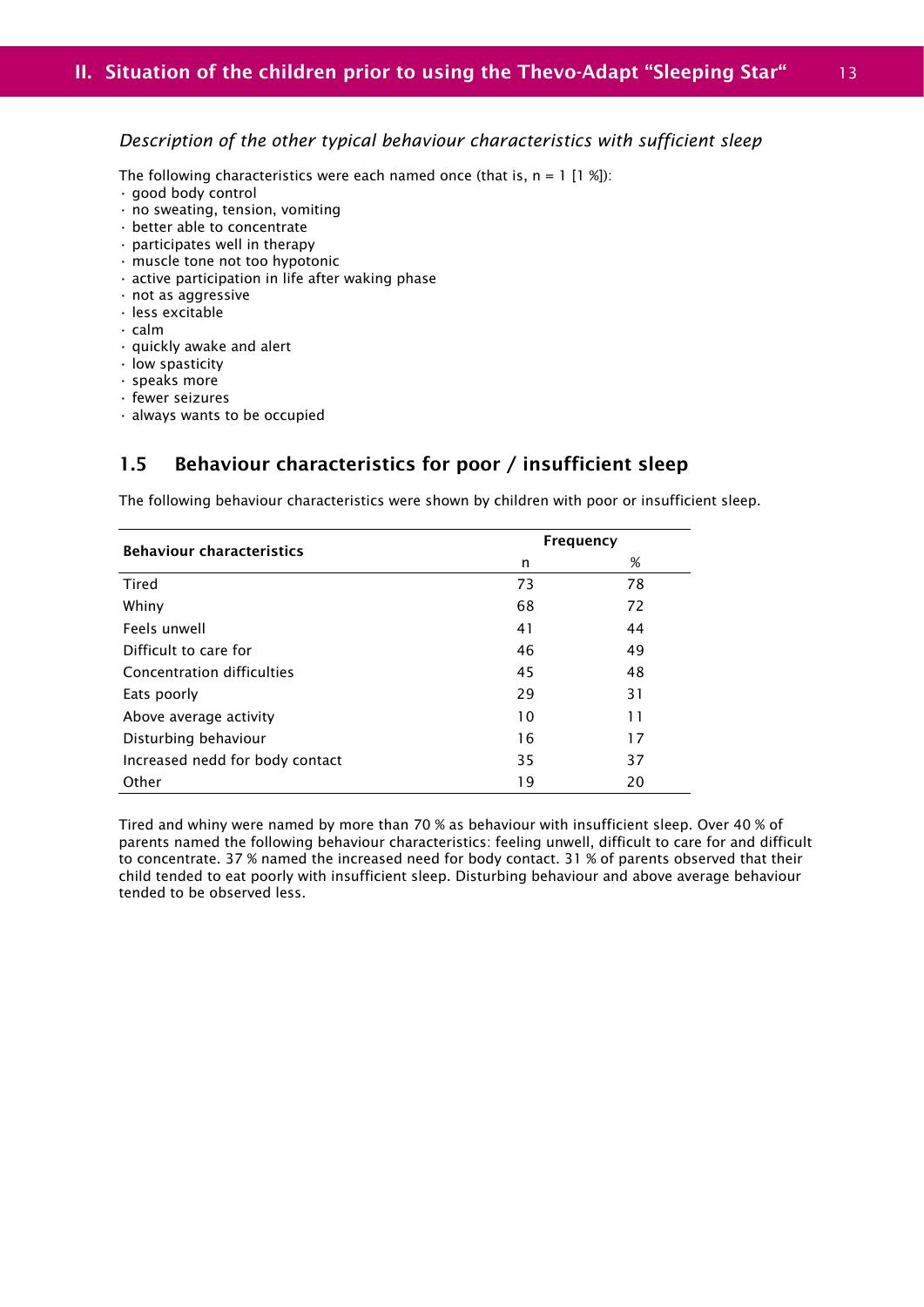*Description of the other typical behaviour characteristics with sufficient sleep*

The following characteristics were each named once (that is, n = 1 [1 %]):

- good body control
- no sweating, tension, vomiting
- better able to concentrate
- participates well in therapy
- muscle tone not too hypotonic
- active participation in life after waking phase
- not as aggressive
- less excitable
- calm
- quickly awake and alert
- low spasticity
- speaks more
- fewer seizures
- always wants to be occupied

## 1.5 Behaviour characteristics for poor / insufficient sleep

The following behaviour characteristics were shown by children with poor or insufficient sleep.

| Behaviour characteristics | Frequency | |
|---|---|---|
| | n | % |
| Tired | 73 | 78 |
| Whiny | 68 | 72 |
| Feels unwell | 41 | 44 |
| Difficult to care for | 46 | 49 |
| Concentration difficulties | 45 | 48 |
| Eats poorly | 29 | 31 |
| Above average activity | 10 | 11 |
| Disturbing behaviour | 16 | 17 |
| Increased nedd for body contact | 35 | 37 |
| Other | 19 | 20 |

Tired and whiny were named by more than 70 % as behaviour with insufficient sleep. Over 40 % of parents named the following behaviour characteristics: feeling unwell, difficult to care for and difficult to concentrate. 37 % named the increased need for body contact. 31 % of parents observed that their child tended to eat poorly with insufficient sleep. Disturbing behaviour and above average behaviour tended to be observed less.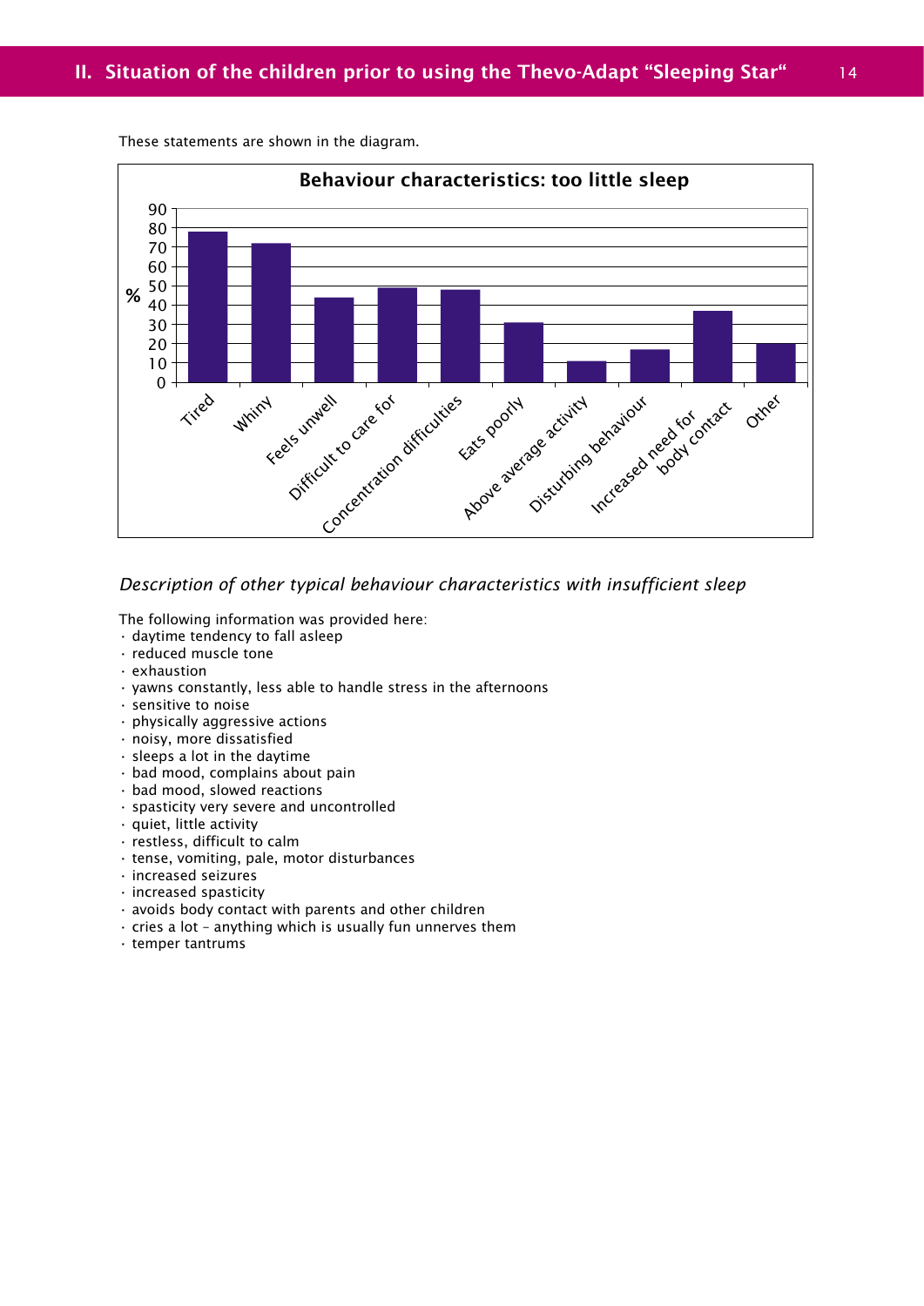These statements are shown in the diagram.

**Behaviour characteristics: too little sleep**

| Characteristic | % |
|---|---|
| Tired | 78 |
| Whiny | 72 |
| Feels unwell | 44 |
| Difficult to care for | 49 |
| Concentration difficulties | 48 |
| Eats poorly | 31 |
| Above average activity | 11 |
| Disturbing behaviour | 17 |
| Increased need for body contact | 37 |
| Other | 20 |

*Description of other typical behaviour characteristics with insufficient sleep*

The following information was provided here:

- daytime tendency to fall asleep
- reduced muscle tone
- exhaustion
- yawns constantly, less able to handle stress in the afternoons
- sensitive to noise
- physically aggressive actions
- noisy, more dissatisfied
- sleeps a lot in the daytime
- bad mood, complains about pain
- bad mood, slowed reactions
- spasticity very severe and uncontrolled
- quiet, little activity
- restless, difficult to calm
- tense, vomiting, pale, motor disturbances
- increased seizures
- increased spasticity
- avoids body contact with parents and other children
- cries a lot – anything which is usually fun unnerves them
- temper tantrums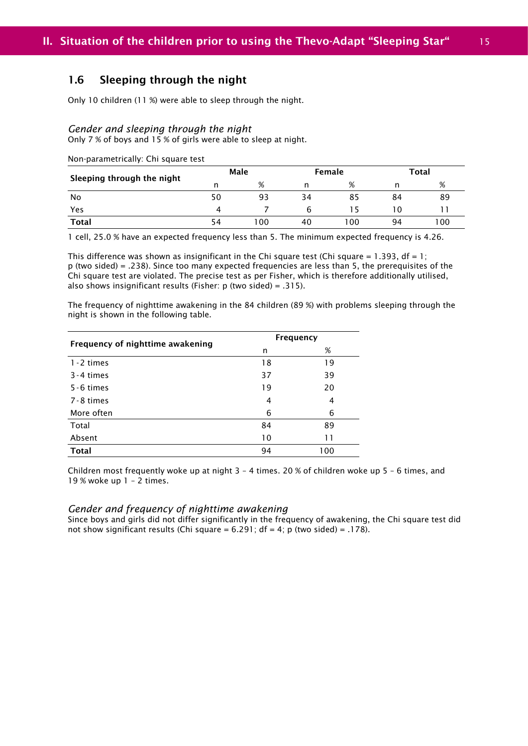## 1.6 Sleeping through the night

Only 10 children (11 %) were able to sleep through the night.

### *Gender and sleeping through the night*

Only 7 % of boys and 15 % of girls were able to sleep at night.

Non-parametrically: Chi square test

| Sleeping through the night | Male | | Female | | Total | |
|---|---|---|---|---|---|---|
| | n | % | n | % | n | % |
| No | 50 | 93 | 34 | 85 | 84 | 89 |
| Yes | 4 | 7 | 6 | 15 | 10 | 11 |
| **Total** | 54 | 100 | 40 | 100 | 94 | 100 |

1 cell, 25.0 % have an expected frequency less than 5. The minimum expected frequency is 4.26.

This difference was shown as insignificant in the Chi square test (Chi square = 1.393, df = 1; p (two sided) = .238). Since too many expected frequencies are less than 5, the prerequisites of the Chi square test are violated. The precise test as per Fisher, which is therefore additionally utilised, also shows insignificant results (Fisher: p (two sided) = .315).

The frequency of nighttime awakening in the 84 children (89 %) with problems sleeping through the night is shown in the following table.

| Frequency of nighttime awakening | Frequency | |
|---|---|---|
| | n | % |
| 1-2 times | 18 | 19 |
| 3-4 times | 37 | 39 |
| 5-6 times | 19 | 20 |
| 7-8 times | 4 | 4 |
| More often | 6 | 6 |
| Total | 84 | 89 |
| Absent | 10 | 11 |
| **Total** | 94 | 100 |

Children most frequently woke up at night 3 – 4 times. 20 % of children woke up 5 – 6 times, and 19 % woke up 1 – 2 times.

### *Gender and frequency of nighttime awakening*

Since boys and girls did not differ significantly in the frequency of awakening, the Chi square test did not show significant results (Chi square = 6.291; df = 4; p (two sided) = .178).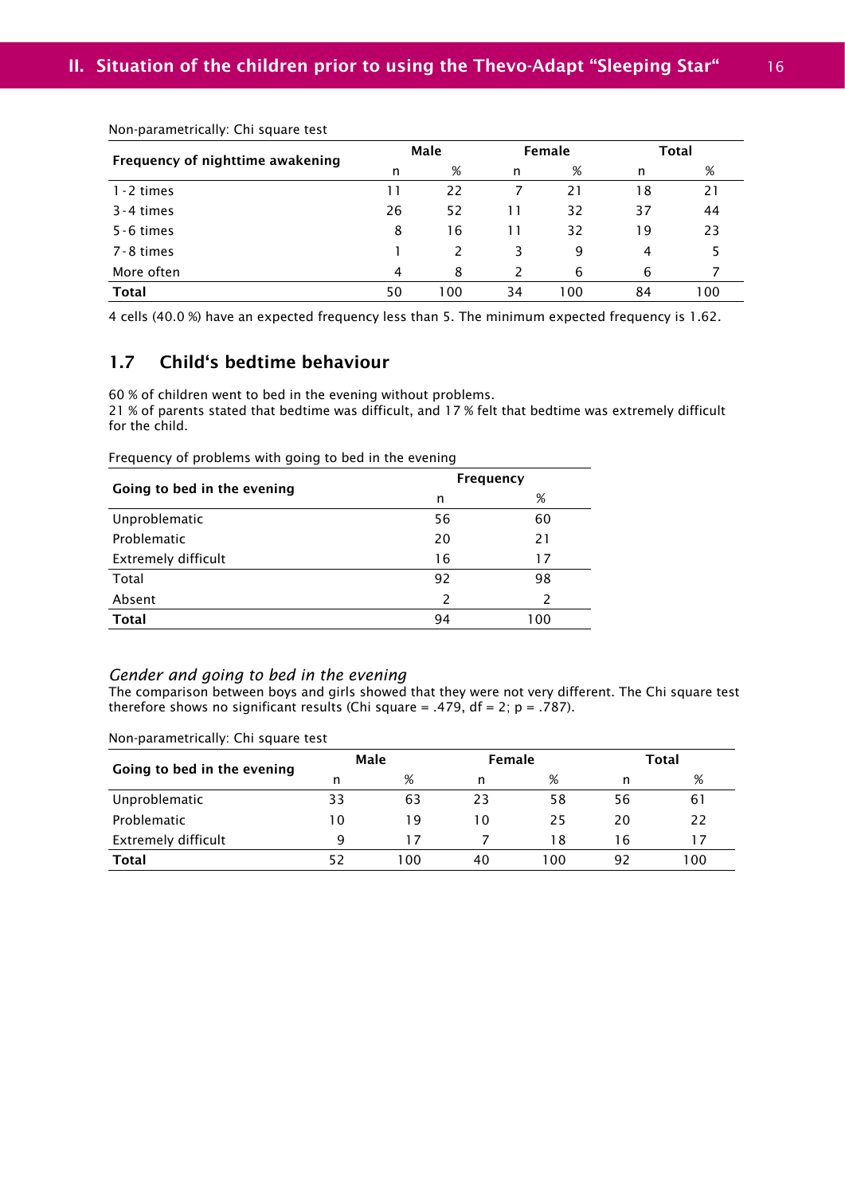Non-parametrically: Chi square test

| Frequency of nighttime awakening | Male | | Female | | Total | |
|---|---|---|---|---|---|---|
| | n | % | n | % | n | % |
| 1-2 times | 11 | 22 | 7 | 21 | 18 | 21 |
| 3-4 times | 26 | 52 | 11 | 32 | 37 | 44 |
| 5-6 times | 8 | 16 | 11 | 32 | 19 | 23 |
| 7-8 times | 1 | 2 | 3 | 9 | 4 | 5 |
| More often | 4 | 8 | 2 | 6 | 6 | 7 |
| **Total** | 50 | 100 | 34 | 100 | 84 | 100 |

4 cells (40.0 %) have an expected frequency less than 5. The minimum expected frequency is 1.62.

## 1.7 Child's bedtime behaviour

60 % of children went to bed in the evening without problems.
21 % of parents stated that bedtime was difficult, and 17 % felt that bedtime was extremely difficult for the child.

Frequency of problems with going to bed in the evening

| Going to bed in the evening | Frequency | |
|---|---|---|
| | n | % |
| Unproblematic | 56 | 60 |
| Problematic | 20 | 21 |
| Extremely difficult | 16 | 17 |
| Total | 92 | 98 |
| Absent | 2 | 2 |
| **Total** | 94 | 100 |

*Gender and going to bed in the evening*

The comparison between boys and girls showed that they were not very different. The Chi square test therefore shows no significant results (Chi square = .479, df = 2; p = .787).

Non-parametrically: Chi square test

| Going to bed in the evening | Male | | Female | | Total | |
|---|---|---|---|---|---|---|
| | n | % | n | % | n | % |
| Unproblematic | 33 | 63 | 23 | 58 | 56 | 61 |
| Problematic | 10 | 19 | 10 | 25 | 20 | 22 |
| Extremely difficult | 9 | 17 | 7 | 18 | 16 | 17 |
| **Total** | 52 | 100 | 40 | 100 | 92 | 100 |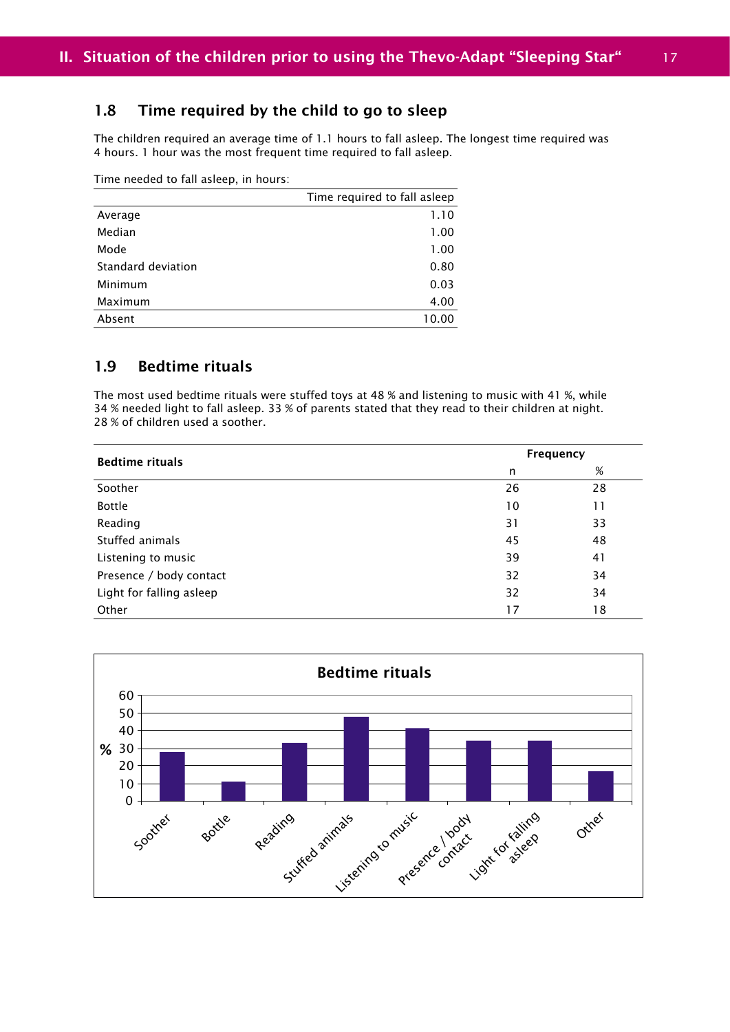### 1.8 Time required by the child to go to sleep

The children required an average time of 1.1 hours to fall asleep. The longest time required was 4 hours. 1 hour was the most frequent time required to fall asleep.

Time needed to fall asleep, in hours:

| | Time required to fall asleep |
|---|---|
| Average | 1.10 |
| Median | 1.00 |
| Mode | 1.00 |
| Standard deviation | 0.80 |
| Minimum | 0.03 |
| Maximum | 4.00 |
| Absent | 10.00 |

### 1.9 Bedtime rituals

The most used bedtime rituals were stuffed toys at 48 % and listening to music with 41 %, while 34 % needed light to fall asleep. 33 % of parents stated that they read to their children at night. 28 % of children used a soother.

| **Bedtime rituals** | **Frequency** | |
|---|---|---|
| | n | % |
| Soother | 26 | 28 |
| Bottle | 10 | 11 |
| Reading | 31 | 33 |
| Stuffed animals | 45 | 48 |
| Listening to music | 39 | 41 |
| Presence / body contact | 32 | 34 |
| Light for falling asleep | 32 | 34 |
| Other | 17 | 18 |

**Bedtime rituals**

| Bedtime ritual | % |
|---|---|
| Soother | 28 |
| Bottle | 11 |
| Reading | 33 |
| Stuffed animals | 48 |
| Listening to music | 41 |
| Presence / body contact | 34 |
| Light for falling asleep | 34 |
| Other | 18 |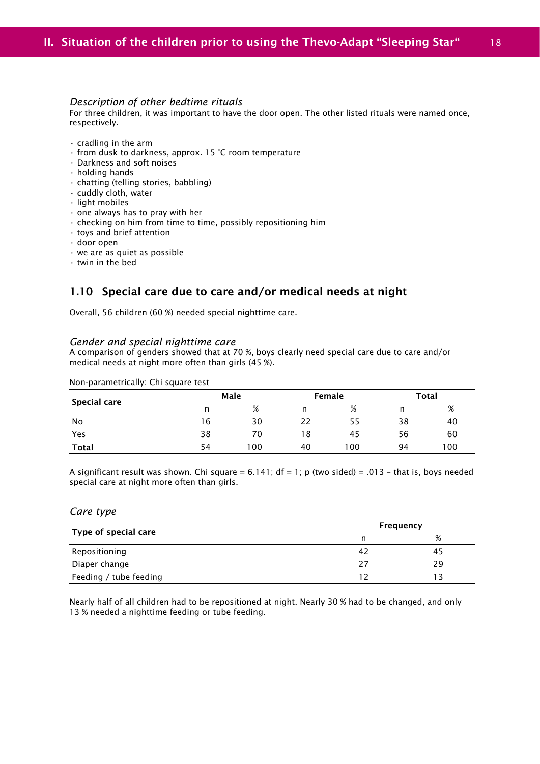*Description of other bedtime rituals*

For three children, it was important to have the door open. The other listed rituals were named once, respectively.

- cradling in the arm
- from dusk to darkness, approx. 15 °C room temperature
- Darkness and soft noises
- holding hands
- chatting (telling stories, babbling)
- cuddly cloth, water
- light mobiles
- one always has to pray with her
- checking on him from time to time, possibly repositioning him
- toys and brief attention
- door open
- we are as quiet as possible
- twin in the bed

## 1.10 Special care due to care and/or medical needs at night

Overall, 56 children (60 %) needed special nighttime care.

*Gender and special nighttime care*

A comparison of genders showed that at 70 %, boys clearly need special care due to care and/or medical needs at night more often than girls (45 %).

Non-parametrically: Chi square test

| **Special care** | **Male** | | **Female** | | **Total** | |
|---|---|---|---|---|---|---|
| | n | % | n | % | n | % |
| No | 16 | 30 | 22 | 55 | 38 | 40 |
| Yes | 38 | 70 | 18 | 45 | 56 | 60 |
| **Total** | 54 | 100 | 40 | 100 | 94 | 100 |

A significant result was shown. Chi square = 6.141; df = 1; p (two sided) = .013 – that is, boys needed special care at night more often than girls.

*Care type*

| **Type of special care** | **Frequency** | |
|---|---|---|
| | n | % |
| Repositioning | 42 | 45 |
| Diaper change | 27 | 29 |
| Feeding / tube feeding | 12 | 13 |

Nearly half of all children had to be repositioned at night. Nearly 30 % had to be changed, and only 13 % needed a nighttime feeding or tube feeding.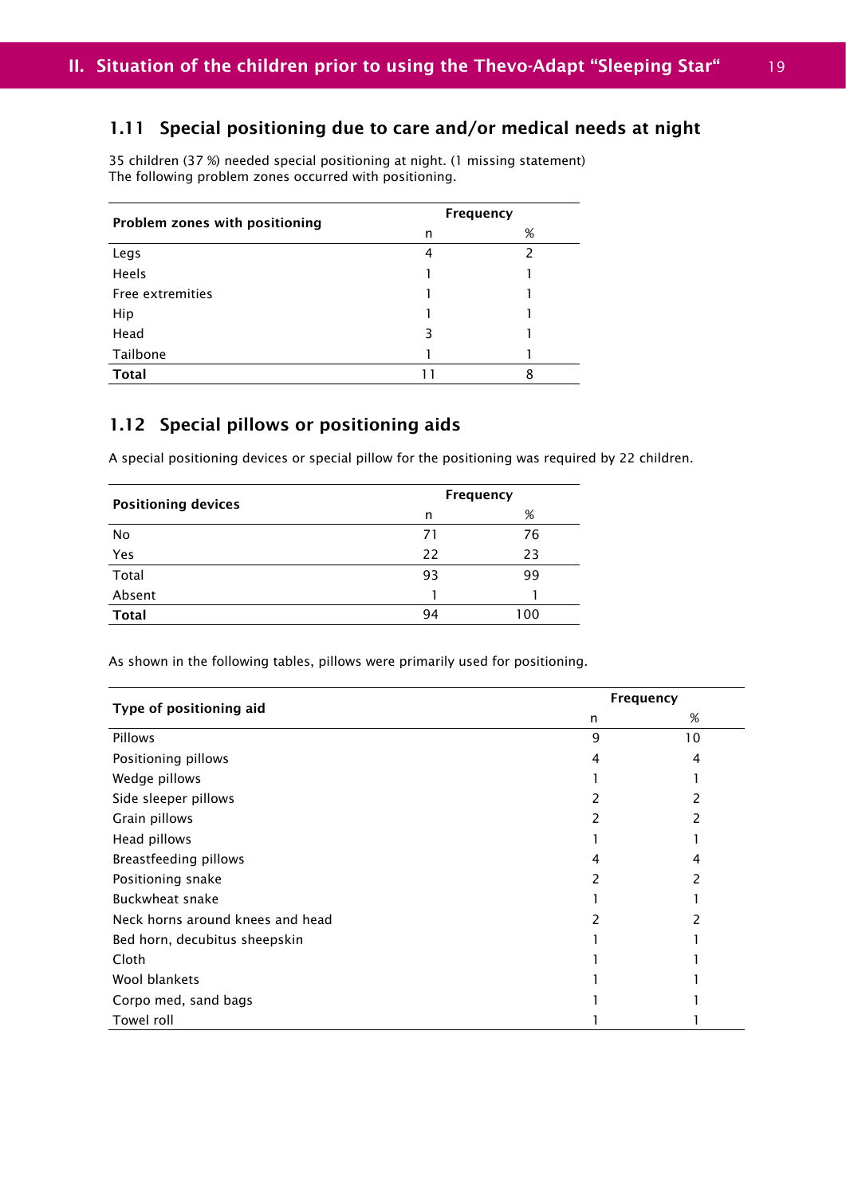## 1.11 Special positioning due to care and/or medical needs at night

35 children (37 %) needed special positioning at night. (1 missing statement)
The following problem zones occurred with positioning.

| Problem zones with positioning | Frequency | |
|---|---|---|
| | n | % |
| Legs | 4 | 2 |
| Heels | 1 | 1 |
| Free extremities | 1 | 1 |
| Hip | 1 | 1 |
| Head | 3 | 1 |
| Tailbone | 1 | 1 |
| **Total** | 11 | 8 |

## 1.12 Special pillows or positioning aids

A special positioning devices or special pillow for the positioning was required by 22 children.

| Positioning devices | Frequency | |
|---|---|---|
| | n | % |
| No | 71 | 76 |
| Yes | 22 | 23 |
| Total | 93 | 99 |
| Absent | 1 | 1 |
| **Total** | 94 | 100 |

As shown in the following tables, pillows were primarily used for positioning.

| Type of positioning aid | Frequency | |
|---|---|---|
| | n | % |
| Pillows | 9 | 10 |
| Positioning pillows | 4 | 4 |
| Wedge pillows | 1 | 1 |
| Side sleeper pillows | 2 | 2 |
| Grain pillows | 2 | 2 |
| Head pillows | 1 | 1 |
| Breastfeeding pillows | 4 | 4 |
| Positioning snake | 2 | 2 |
| Buckwheat snake | 1 | 1 |
| Neck horns around knees and head | 2 | 2 |
| Bed horn, decubitus sheepskin | 1 | 1 |
| Cloth | 1 | 1 |
| Wool blankets | 1 | 1 |
| Corpo med, sand bags | 1 | 1 |
| Towel roll | 1 | 1 |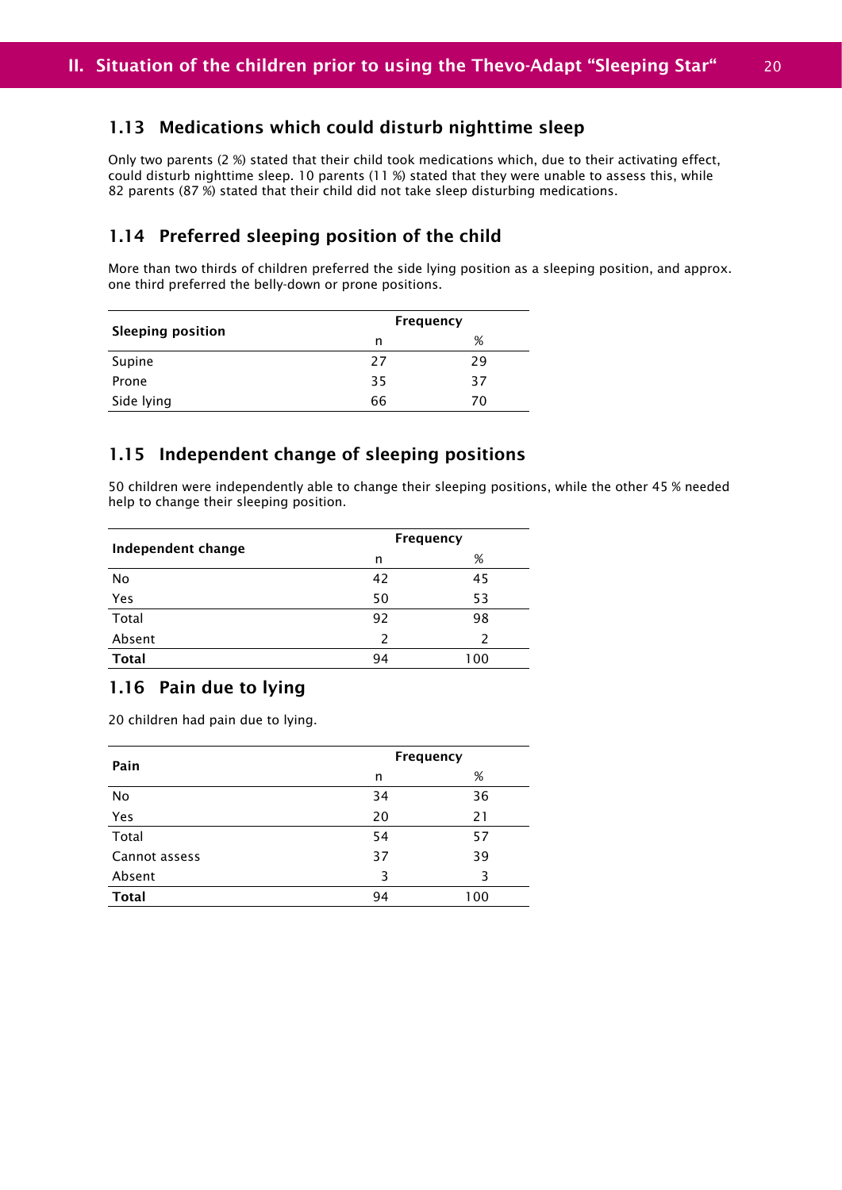### 1.13 Medications which could disturb nighttime sleep

Only two parents (2 %) stated that their child took medications which, due to their activating effect, could disturb nighttime sleep. 10 parents (11 %) stated that they were unable to assess this, while 82 parents (87 %) stated that their child did not take sleep disturbing medications.

### 1.14 Preferred sleeping position of the child

More than two thirds of children preferred the side lying position as a sleeping position, and approx. one third preferred the belly-down or prone positions.

| Sleeping position | Frequency | |
|---|---|---|
| | n | % |
| Supine | 27 | 29 |
| Prone | 35 | 37 |
| Side lying | 66 | 70 |

### 1.15 Independent change of sleeping positions

50 children were independently able to change their sleeping positions, while the other 45 % needed help to change their sleeping position.

| Independent change | Frequency | |
|---|---|---|
| | n | % |
| No | 42 | 45 |
| Yes | 50 | 53 |
| Total | 92 | 98 |
| Absent | 2 | 2 |
| **Total** | 94 | 100 |

### 1.16 Pain due to lying

20 children had pain due to lying.

| Pain | Frequency | |
|---|---|---|
| | n | % |
| No | 34 | 36 |
| Yes | 20 | 21 |
| Total | 54 | 57 |
| Cannot assess | 37 | 39 |
| Absent | 3 | 3 |
| **Total** | 94 | 100 |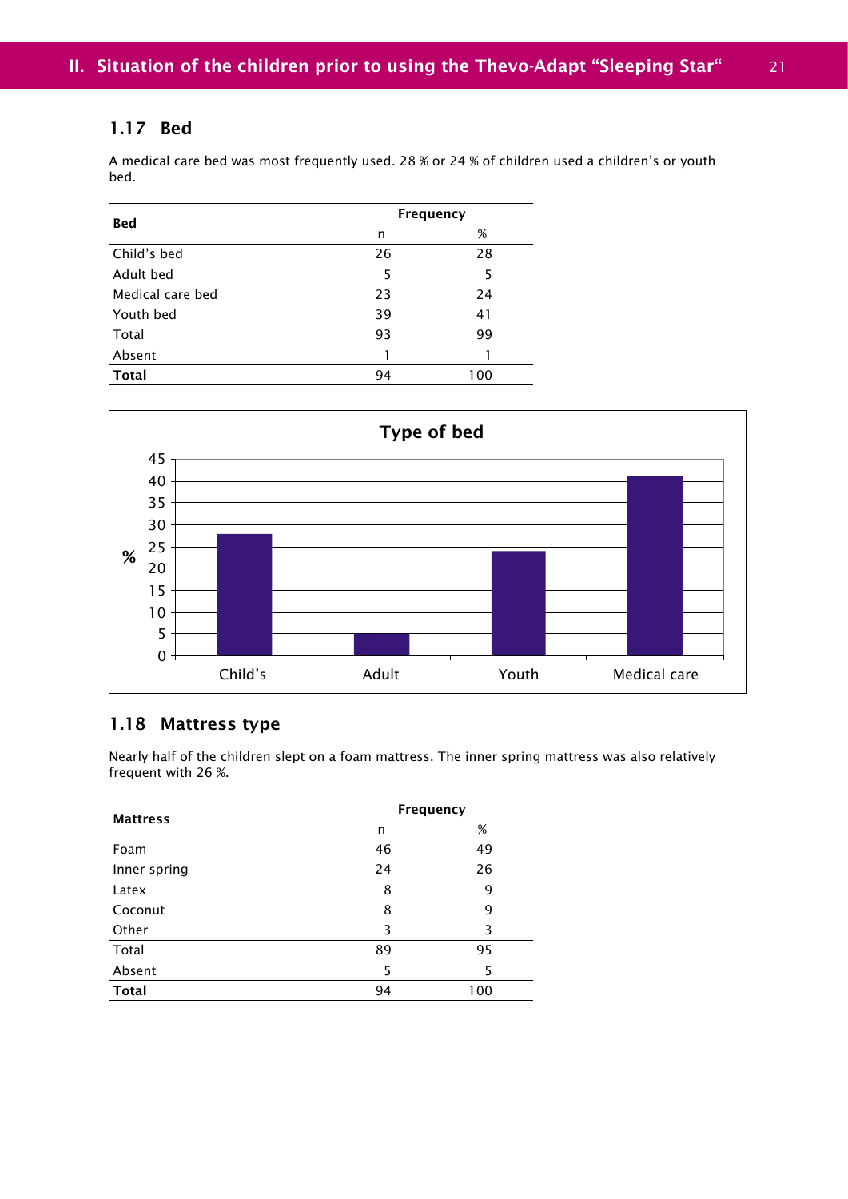## 1.17 Bed

A medical care bed was most frequently used. 28 % or 24 % of children used a children's or youth bed.

| Bed | Frequency | |
|---|---|---|
| | n | % |
| Child's bed | 26 | 28 |
| Adult bed | 5 | 5 |
| Medical care bed | 23 | 24 |
| Youth bed | 39 | 41 |
| Total | 93 | 99 |
| Absent | 1 | 1 |
| **Total** | 94 | 100 |

**Type of bed**

| | % |
|---|---|
| Child's | 28 |
| Adult | 5 |
| Youth | 24 |
| Medical care | 41 |

## 1.18 Mattress type

Nearly half of the children slept on a foam mattress. The inner spring mattress was also relatively frequent with 26 %.

| Mattress | Frequency | |
|---|---|---|
| | n | % |
| Foam | 46 | 49 |
| Inner spring | 24 | 26 |
| Latex | 8 | 9 |
| Coconut | 8 | 9 |
| Other | 3 | 3 |
| Total | 89 | 95 |
| Absent | 5 | 5 |
| **Total** | 94 | 100 |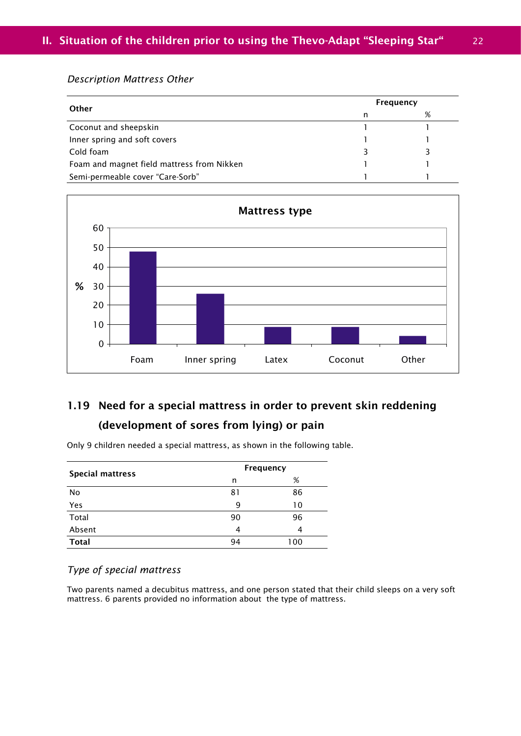*Description Mattress Other*

| Other | Frequency | |
|---|---|---|
| | n | % |
| Coconut and sheepskin | 1 | 1 |
| Inner spring and soft covers | 1 | 1 |
| Cold foam | 3 | 3 |
| Foam and magnet field mattress from Nikken | 1 | 1 |
| Semi-permeable cover “Care-Sorb” | 1 | 1 |

## 1.19 Need for a special mattress in order to prevent skin reddening (development of sores from lying) or pain

Only 9 children needed a special mattress, as shown in the following table.

| Special mattress | Frequency | |
|---|---|---|
| | n | % |
| No | 81 | 86 |
| Yes | 9 | 10 |
| Total | 90 | 96 |
| Absent | 4 | 4 |
| **Total** | 94 | 100 |

*Type of special mattress*

Two parents named a decubitus mattress, and one person stated that their child sleeps on a very soft mattress. 6 parents provided no information about the type of mattress.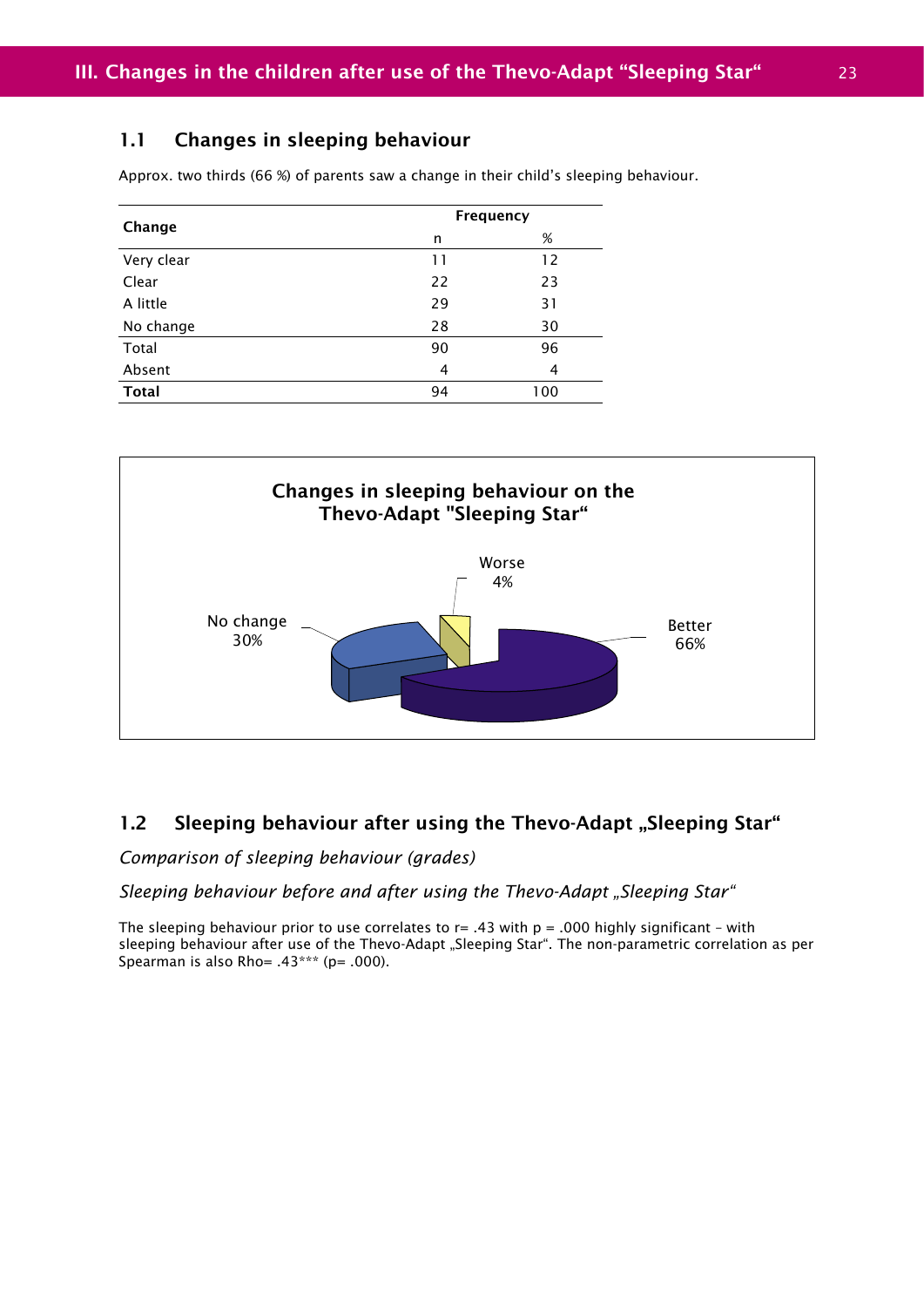## 1.1 Changes in sleeping behaviour

Approx. two thirds (66 %) of parents saw a change in their child's sleeping behaviour.

| Change | Frequency | |
|---|---|---|
| | n | % |
| Very clear | 11 | 12 |
| Clear | 22 | 23 |
| A little | 29 | 31 |
| No change | 28 | 30 |
| Total | 90 | 96 |
| Absent | 4 | 4 |
| **Total** | 94 | 100 |

**Changes in sleeping behaviour on the Thevo-Adapt "Sleeping Star"**

| Category | % |
|---|---|
| Better | 66% |
| No change | 30% |
| Worse | 4% |

## 1.2 Sleeping behaviour after using the Thevo-Adapt „Sleeping Star"

*Comparison of sleeping behaviour (grades)*

*Sleeping behaviour before and after using the Thevo-Adapt „Sleeping Star"*

The sleeping behaviour prior to use correlates to r= .43 with p = .000 highly significant – with sleeping behaviour after use of the Thevo-Adapt „Sleeping Star". The non-parametric correlation as per Spearman is also Rho= .43*** (p= .000).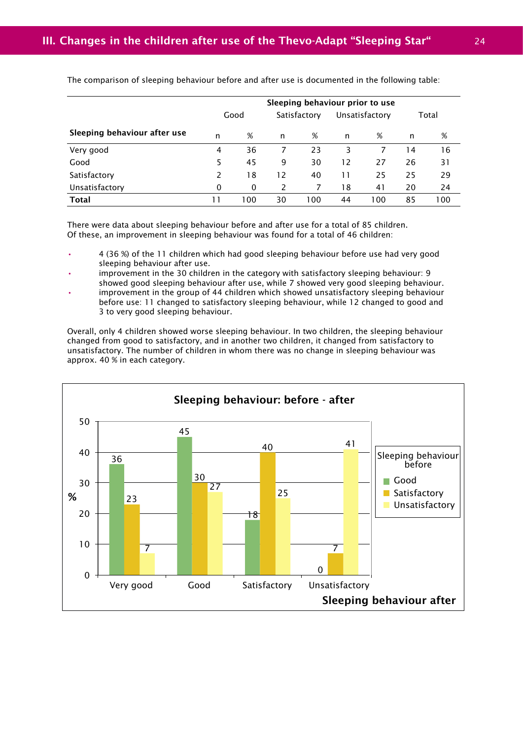## III. Changes in the children after use of the Thevo-Adapt "Sleeping Star"

The comparison of sleeping behaviour before and after use is documented in the following table:

| | Sleeping behaviour prior to use | | | | | | | |
|---|---|---|---|---|---|---|---|---|
| | Good | | Satisfactory | | Unsatisfactory | | Total | |
| **Sleeping behaviour after use** | n | % | n | % | n | % | n | % |
| Very good | 4 | 36 | 7 | 23 | 3 | 7 | 14 | 16 |
| Good | 5 | 45 | 9 | 30 | 12 | 27 | 26 | 31 |
| Satisfactory | 2 | 18 | 12 | 40 | 11 | 25 | 25 | 29 |
| Unsatisfactory | 0 | 0 | 2 | 7 | 18 | 41 | 20 | 24 |
| **Total** | 11 | 100 | 30 | 100 | 44 | 100 | 85 | 100 |

There were data about sleeping behaviour before and after use for a total of 85 children. Of these, an improvement in sleeping behaviour was found for a total of 46 children:

- 4 (36 %) of the 11 children which had good sleeping behaviour before use had very good sleeping behaviour after use.
- improvement in the 30 children in the category with satisfactory sleeping behaviour: 9 showed good sleeping behaviour after use, while 7 showed very good sleeping behaviour.
- improvement in the group of 44 children which showed unsatisfactory sleeping behaviour before use: 11 changed to satisfactory sleeping behaviour, while 12 changed to good and 3 to very good sleeping behaviour.

Overall, only 4 children showed worse sleeping behaviour. In two children, the sleeping behaviour changed from good to satisfactory, and in another two children, it changed from satisfactory to unsatisfactory. The number of children in whom there was no change in sleeping behaviour was approx. 40 % in each category.

**Sleeping behaviour: before - after**

| Sleeping behaviour after (%) | Before: Good | Before: Satisfactory | Before: Unsatisfactory |
|---|---|---|---|
| Very good | 36 | 23 | 7 |
| Good | 45 | 30 | 27 |
| Satisfactory | 18 | 40 | 25 |
| Unsatisfactory | 0 | 7 | 41 |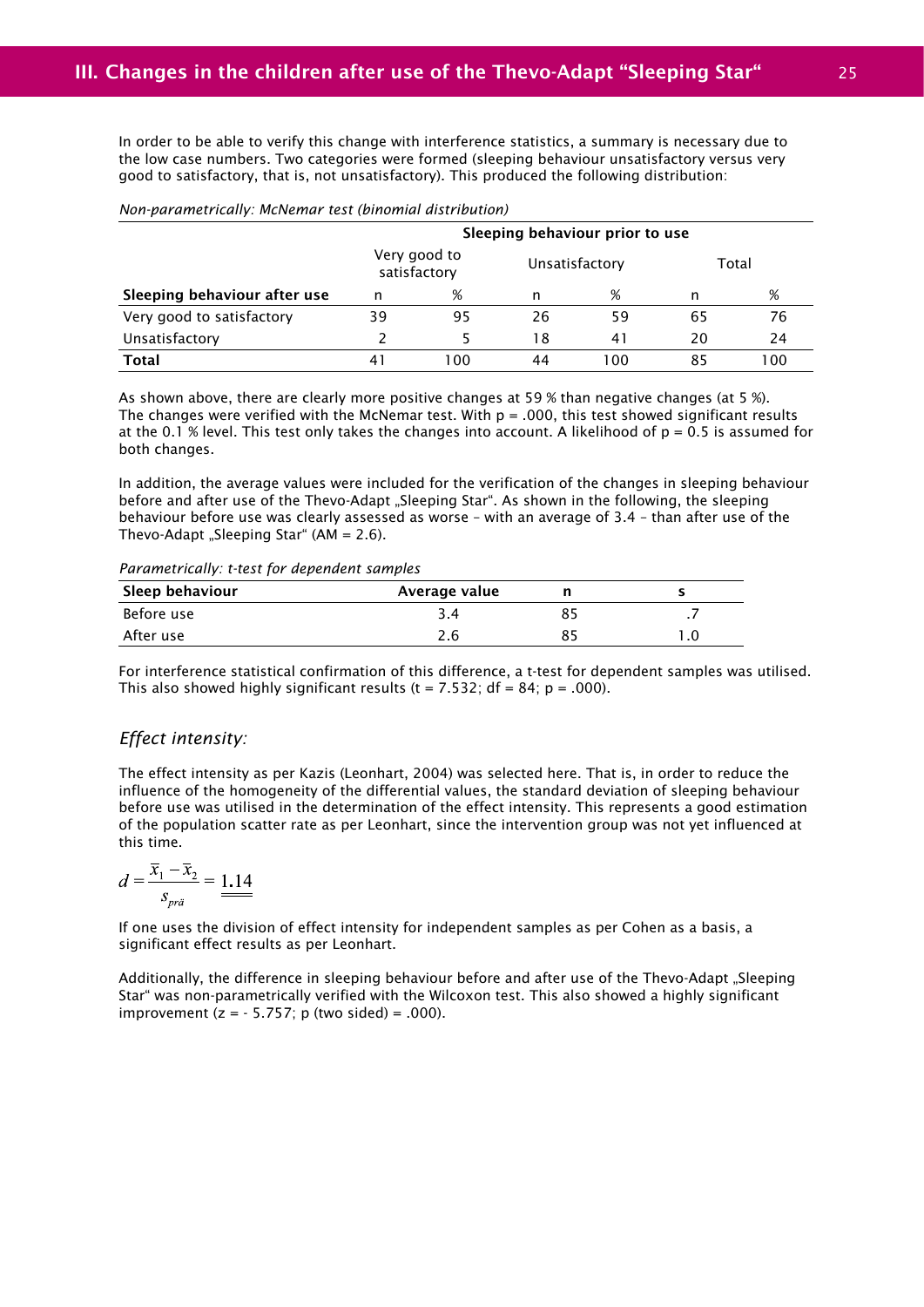In order to be able to verify this change with interference statistics, a summary is necessary due to the low case numbers. Two categories were formed (sleeping behaviour unsatisfactory versus very good to satisfactory, that is, not unsatisfactory). This produced the following distribution:

*Non-parametrically: McNemar test (binomial distribution)*

| | Sleeping behaviour prior to use | | | | | |
|---|---|---|---|---|---|---|
| | Very good to satisfactory | | Unsatisfactory | | Total | |
| **Sleeping behaviour after use** | n | % | n | % | n | % |
| Very good to satisfactory | 39 | 95 | 26 | 59 | 65 | 76 |
| Unsatisfactory | 2 | 5 | 18 | 41 | 20 | 24 |
| **Total** | 41 | 100 | 44 | 100 | 85 | 100 |

As shown above, there are clearly more positive changes at 59 % than negative changes (at 5 %). The changes were verified with the McNemar test. With p = .000, this test showed significant results at the 0.1 % level. This test only takes the changes into account. A likelihood of p = 0.5 is assumed for both changes.

In addition, the average values were included for the verification of the changes in sleeping behaviour before and after use of the Thevo-Adapt „Sleeping Star". As shown in the following, the sleeping behaviour before use was clearly assessed as worse – with an average of 3.4 – than after use of the Thevo-Adapt „Sleeping Star" (AM = 2.6).

*Parametrically: t-test for dependent samples*

| Sleep behaviour | Average value | n | s |
|---|---|---|---|
| Before use | 3.4 | 85 | .7 |
| After use | 2.6 | 85 | 1.0 |

For interference statistical confirmation of this difference, a t-test for dependent samples was utilised. This also showed highly significant results (t = 7.532; df = 84; p = .000).

### *Effect intensity:*

The effect intensity as per Kazis (Leonhart, 2004) was selected here. That is, in order to reduce the influence of the homogeneity of the differential values, the standard deviation of sleeping behaviour before use was utilised in the determination of the effect intensity. This represents a good estimation of the population scatter rate as per Leonhart, since the intervention group was not yet influenced at this time.

$$d = \frac{\bar{x}_1 - \bar{x}_2}{s_{prä}} = \underline{\underline{1.14}}$$

If one uses the division of effect intensity for independent samples as per Cohen as a basis, a significant effect results as per Leonhart.

Additionally, the difference in sleeping behaviour before and after use of the Thevo-Adapt „Sleeping Star" was non-parametrically verified with the Wilcoxon test. This also showed a highly significant improvement (z = - 5.757; p (two sided) = .000).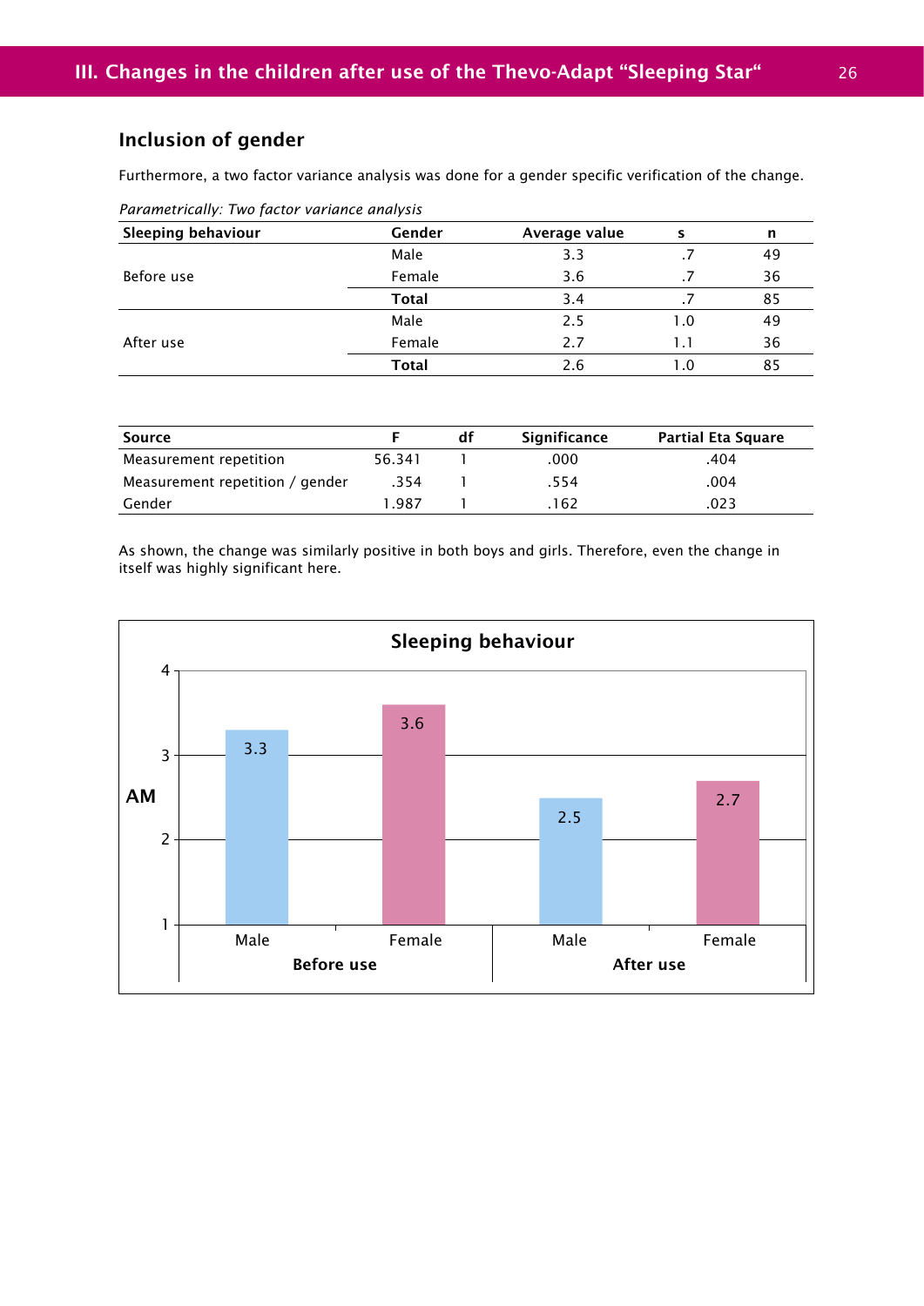## Inclusion of gender

Furthermore, a two factor variance analysis was done for a gender specific verification of the change.

*Parametrically: Two factor variance analysis*

| Sleeping behaviour | Gender | Average value | s | n |
|---|---|---|---|---|
| Before use | Male | 3.3 | .7 | 49 |
| | Female | 3.6 | .7 | 36 |
| | **Total** | 3.4 | .7 | 85 |
| After use | Male | 2.5 | 1.0 | 49 |
| | Female | 2.7 | 1.1 | 36 |
| | **Total** | 2.6 | 1.0 | 85 |

| Source | F | df | Significance | Partial Eta Square |
|---|---|---|---|---|
| Measurement repetition | 56.341 | 1 | .000 | .404 |
| Measurement repetition / gender | .354 | 1 | .554 | .004 |
| Gender | 1.987 | 1 | .162 | .023 |

As shown, the change was similarly positive in both boys and girls. Therefore, even the change in itself was highly significant here.

**Sleeping behaviour**

| AM | Male | Female |
|---|---|---|
| **Before use** | 3.3 | 3.6 |
| **After use** | 2.5 | 2.7 |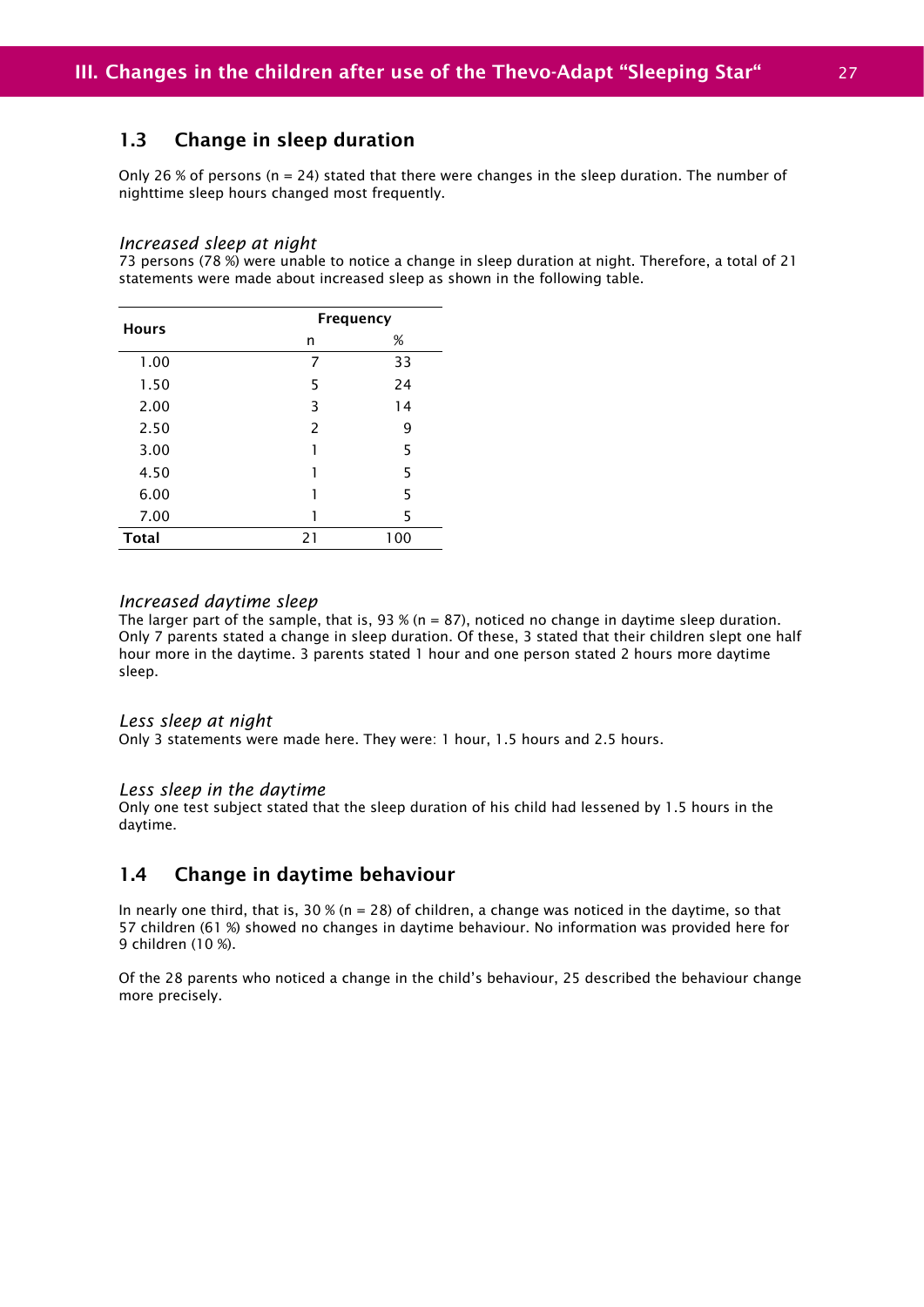## 1.3 Change in sleep duration

Only 26 % of persons (n = 24) stated that there were changes in the sleep duration. The number of nighttime sleep hours changed most frequently.

*Increased sleep at night*

73 persons (78 %) were unable to notice a change in sleep duration at night. Therefore, a total of 21 statements were made about increased sleep as shown in the following table.

| **Hours** | **Frequency** | |
|---|---|---|
| | n | % |
| 1.00 | 7 | 33 |
| 1.50 | 5 | 24 |
| 2.00 | 3 | 14 |
| 2.50 | 2 | 9 |
| 3.00 | 1 | 5 |
| 4.50 | 1 | 5 |
| 6.00 | 1 | 5 |
| 7.00 | 1 | 5 |
| **Total** | 21 | 100 |

*Increased daytime sleep*

The larger part of the sample, that is, 93 % (n = 87), noticed no change in daytime sleep duration. Only 7 parents stated a change in sleep duration. Of these, 3 stated that their children slept one half hour more in the daytime. 3 parents stated 1 hour and one person stated 2 hours more daytime sleep.

*Less sleep at night*

Only 3 statements were made here. They were: 1 hour, 1.5 hours and 2.5 hours.

*Less sleep in the daytime*

Only one test subject stated that the sleep duration of his child had lessened by 1.5 hours in the daytime.

## 1.4 Change in daytime behaviour

In nearly one third, that is, 30 % (n = 28) of children, a change was noticed in the daytime, so that 57 children (61 %) showed no changes in daytime behaviour. No information was provided here for 9 children (10 %).

Of the 28 parents who noticed a change in the child's behaviour, 25 described the behaviour change more precisely.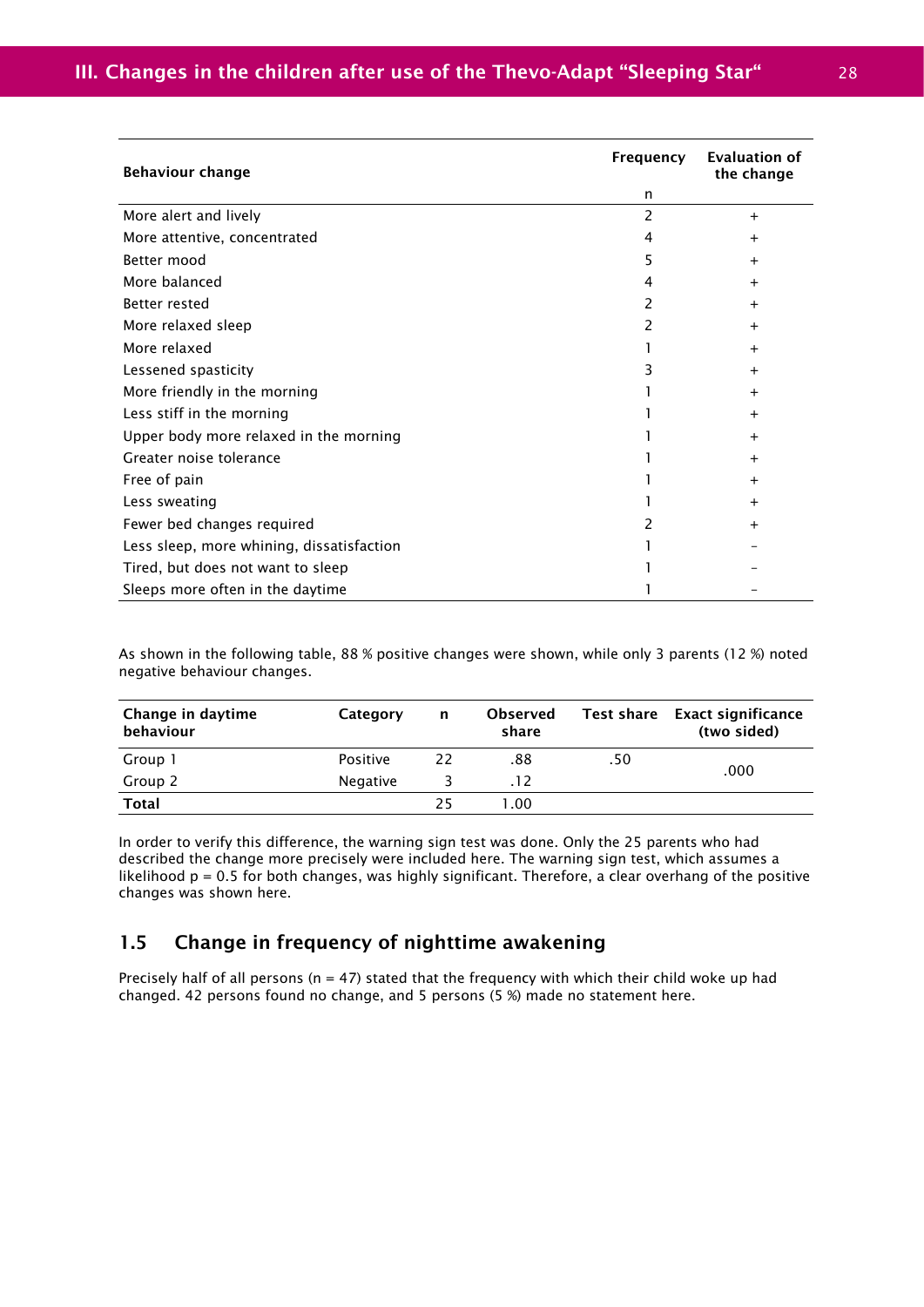| Behaviour change | Frequency | Evaluation of the change |
|---|---|---|
| | n | |
| More alert and lively | 2 | + |
| More attentive, concentrated | 4 | + |
| Better mood | 5 | + |
| More balanced | 4 | + |
| Better rested | 2 | + |
| More relaxed sleep | 2 | + |
| More relaxed | 1 | + |
| Lessened spasticity | 3 | + |
| More friendly in the morning | 1 | + |
| Less stiff in the morning | 1 | + |
| Upper body more relaxed in the morning | 1 | + |
| Greater noise tolerance | 1 | + |
| Free of pain | 1 | + |
| Less sweating | 1 | + |
| Fewer bed changes required | 2 | + |
| Less sleep, more whining, dissatisfaction | 1 | – |
| Tired, but does not want to sleep | 1 | – |
| Sleeps more often in the daytime | 1 | – |

As shown in the following table, 88 % positive changes were shown, while only 3 parents (12 %) noted negative behaviour changes.

| Change in daytime behaviour | Category | n | Observed share | Test share | Exact significance (two sided) |
|---|---|---|---|---|---|
| Group 1 | Positive | 22 | .88 | .50 | .000 |
| Group 2 | Negative | 3 | .12 | | |
| **Total** | | 25 | 1.00 | | |

In order to verify this difference, the warning sign test was done. Only the 25 parents who had described the change more precisely were included here. The warning sign test, which assumes a likelihood $p = 0.5$ for both changes, was highly significant. Therefore, a clear overhang of the positive changes was shown here.

## 1.5 Change in frequency of nighttime awakening

Precisely half of all persons (n = 47) stated that the frequency with which their child woke up had changed. 42 persons found no change, and 5 persons (5 %) made no statement here.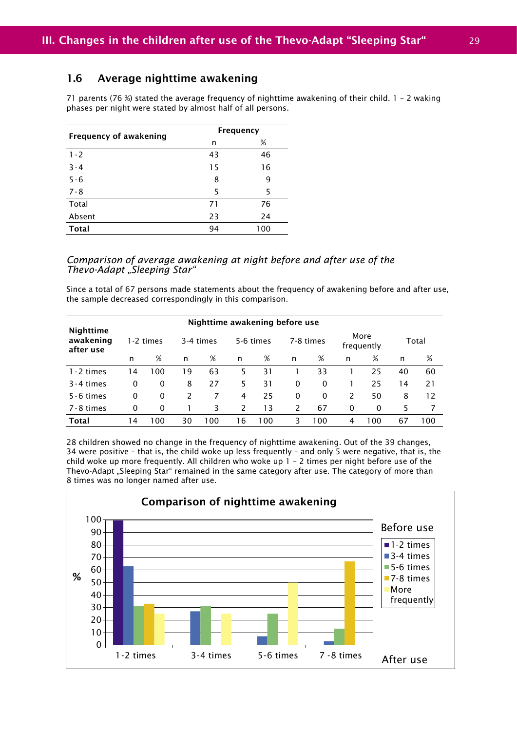## 1.6 Average nighttime awakening

71 parents (76 %) stated the average frequency of nighttime awakening of their child. 1 – 2 waking phases per night were stated by almost half of all persons.

| Frequency of awakening | Frequency | |
|---|---|---|
| | n | % |
| 1 - 2 | 43 | 46 |
| 3 - 4 | 15 | 16 |
| 5 - 6 | 8 | 9 |
| 7 - 8 | 5 | 5 |
| Total | 71 | 76 |
| Absent | 23 | 24 |
| **Total** | 94 | 100 |

*Comparison of average awakening at night before and after use of the Thevo-Adapt „Sleeping Star“*

Since a total of 67 persons made statements about the frequency of awakening before and after use, the sample decreased correspondingly in this comparison.

| Nighttime awakening after use | Nighttime awakening before use | | | | | | | | | | | |
|---|---|---|---|---|---|---|---|---|---|---|---|---|
| | 1-2 times | | 3-4 times | | 5-6 times | | 7-8 times | | More frequently | | Total | |
| | n | % | n | % | n | % | n | % | n | % | n | % |
| 1 - 2 times | 14 | 100 | 19 | 63 | 5 | 31 | 1 | 33 | 1 | 25 | 40 | 60 |
| 3 - 4 times | 0 | 0 | 8 | 27 | 5 | 31 | 0 | 0 | 1 | 25 | 14 | 21 |
| 5 - 6 times | 0 | 0 | 2 | 7 | 4 | 25 | 0 | 0 | 2 | 50 | 8 | 12 |
| 7 - 8 times | 0 | 0 | 1 | 3 | 2 | 13 | 2 | 67 | 0 | 0 | 5 | 7 |
| **Total** | 14 | 100 | 30 | 100 | 16 | 100 | 3 | 100 | 4 | 100 | 67 | 100 |

28 children showed no change in the frequency of nighttime awakening. Out of the 39 changes, 34 were positive – that is, the child woke up less frequently – and only 5 were negative, that is, the child woke up more frequently. All children who woke up 1 – 2 times per night before use of the Thevo-Adapt „Sleeping Star“ remained in the same category after use. The category of more than 8 times was no longer named after use.

**Comparison of nighttime awakening**

| After use | Before use: 1-2 times (%) | 3-4 times (%) | 5-6 times (%) | 7-8 times (%) | More frequently (%) |
|---|---|---|---|---|---|
| 1-2 times | 100 | 63 | 31 | 33 | 25 |
| 3-4 times | 0 | 27 | 31 | 0 | 25 |
| 5-6 times | 0 | 7 | 25 | 0 | 50 |
| 7 -8 times | 0 | 3 | 13 | 67 | 0 |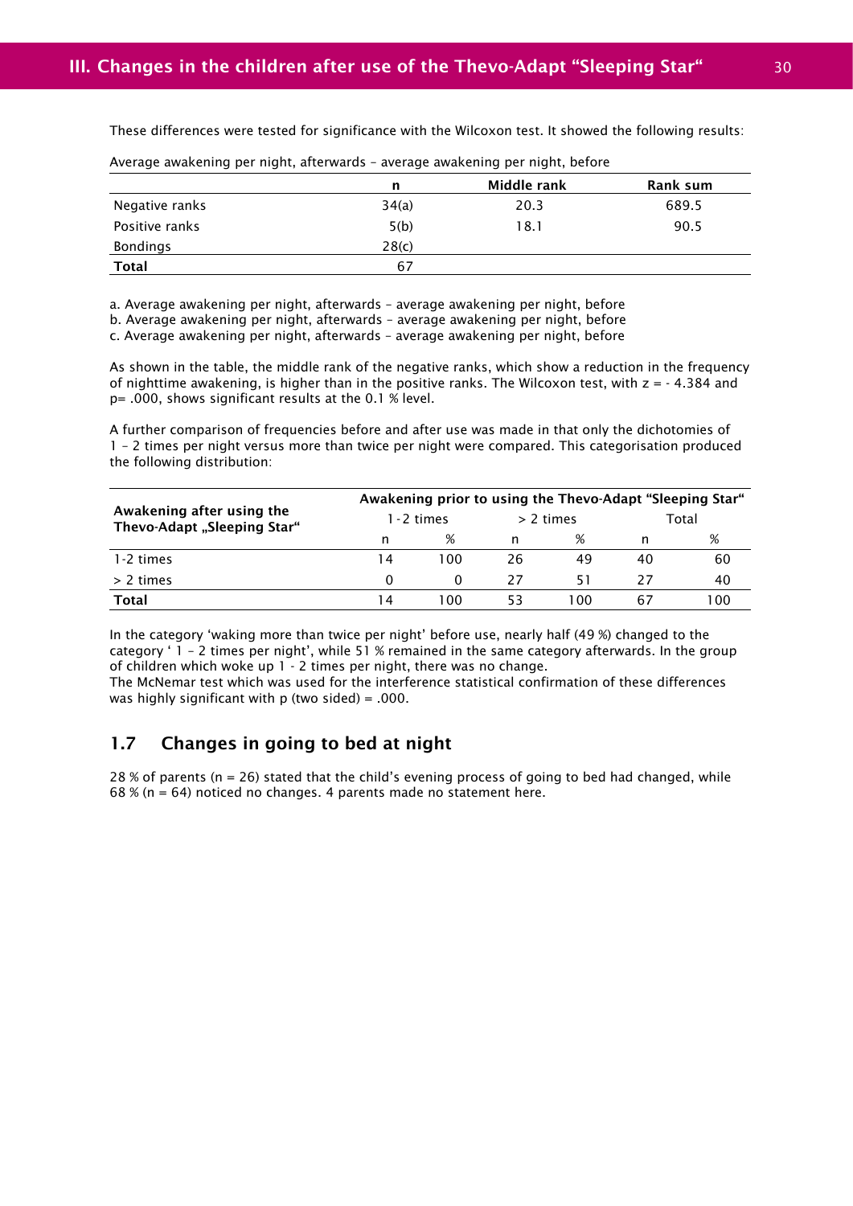These differences were tested for significance with the Wilcoxon test. It showed the following results:

Average awakening per night, afterwards – average awakening per night, before

| | n | Middle rank | Rank sum |
|---|---|---|---|
| Negative ranks | 34(a) | 20.3 | 689.5 |
| Positive ranks | 5(b) | 18.1 | 90.5 |
| Bondings | 28(c) | | |
| **Total** | 67 | | |

a. Average awakening per night, afterwards – average awakening per night, before
b. Average awakening per night, afterwards – average awakening per night, before
c. Average awakening per night, afterwards – average awakening per night, before

As shown in the table, the middle rank of the negative ranks, which show a reduction in the frequency of nighttime awakening, is higher than in the positive ranks. The Wilcoxon test, with z = - 4.384 and p= .000, shows significant results at the 0.1 % level.

A further comparison of frequencies before and after use was made in that only the dichotomies of 1 – 2 times per night versus more than twice per night were compared. This categorisation produced the following distribution:

| Awakening after using the Thevo-Adapt „Sleeping Star" | Awakening prior to using the Thevo-Adapt "Sleeping Star" | | | | | |
|---|---|---|---|---|---|---|
| | 1-2 times | | > 2 times | | Total | |
| | n | % | n | % | n | % |
| 1-2 times | 14 | 100 | 26 | 49 | 40 | 60 |
| > 2 times | 0 | 0 | 27 | 51 | 27 | 40 |
| **Total** | 14 | 100 | 53 | 100 | 67 | 100 |

In the category 'waking more than twice per night' before use, nearly half (49 %) changed to the category ' 1 – 2 times per night', while 51 % remained in the same category afterwards. In the group of children which woke up 1 - 2 times per night, there was no change.
The McNemar test which was used for the interference statistical confirmation of these differences was highly significant with p (two sided) = .000.

## 1.7 Changes in going to bed at night

28 % of parents (n = 26) stated that the child's evening process of going to bed had changed, while 68 % (n = 64) noticed no changes. 4 parents made no statement here.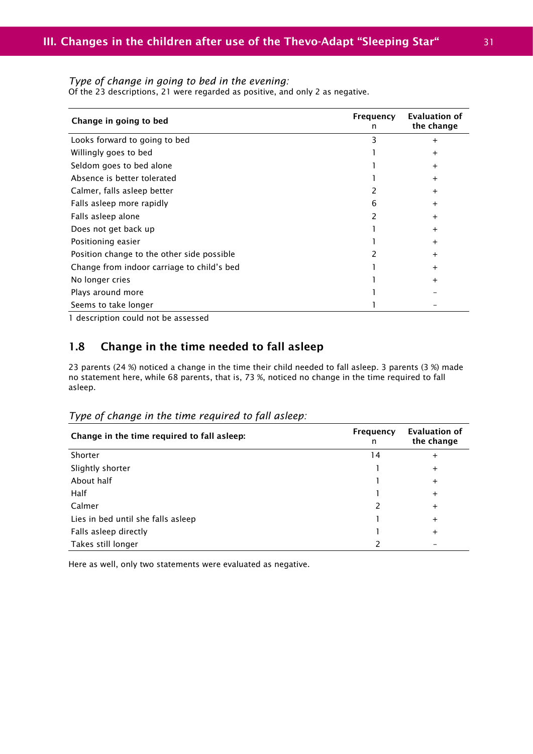*Type of change in going to bed in the evening:*
Of the 23 descriptions, 21 were regarded as positive, and only 2 as negative.

| Change in going to bed | Frequency n | Evaluation of the change |
|---|---|---|
| Looks forward to going to bed | 3 | + |
| Willingly goes to bed | 1 | + |
| Seldom goes to bed alone | 1 | + |
| Absence is better tolerated | 1 | + |
| Calmer, falls asleep better | 2 | + |
| Falls asleep more rapidly | 6 | + |
| Falls asleep alone | 2 | + |
| Does not get back up | 1 | + |
| Positioning easier | 1 | + |
| Position change to the other side possible | 2 | + |
| Change from indoor carriage to child's bed | 1 | + |
| No longer cries | 1 | + |
| Plays around more | 1 | – |
| Seems to take longer | 1 | – |

1 description could not be assessed

## 1.8 Change in the time needed to fall asleep

23 parents (24 %) noticed a change in the time their child needed to fall asleep. 3 parents (3 %) made no statement here, while 68 parents, that is, 73 %, noticed no change in the time required to fall asleep.

*Type of change in the time required to fall asleep:*

| Change in the time required to fall asleep: | Frequency n | Evaluation of the change |
|---|---|---|
| Shorter | 14 | + |
| Slightly shorter | 1 | + |
| About half | 1 | + |
| Half | 1 | + |
| Calmer | 2 | + |
| Lies in bed until she falls asleep | 1 | + |
| Falls asleep directly | 1 | + |
| Takes still longer | 2 | – |

Here as well, only two statements were evaluated as negative.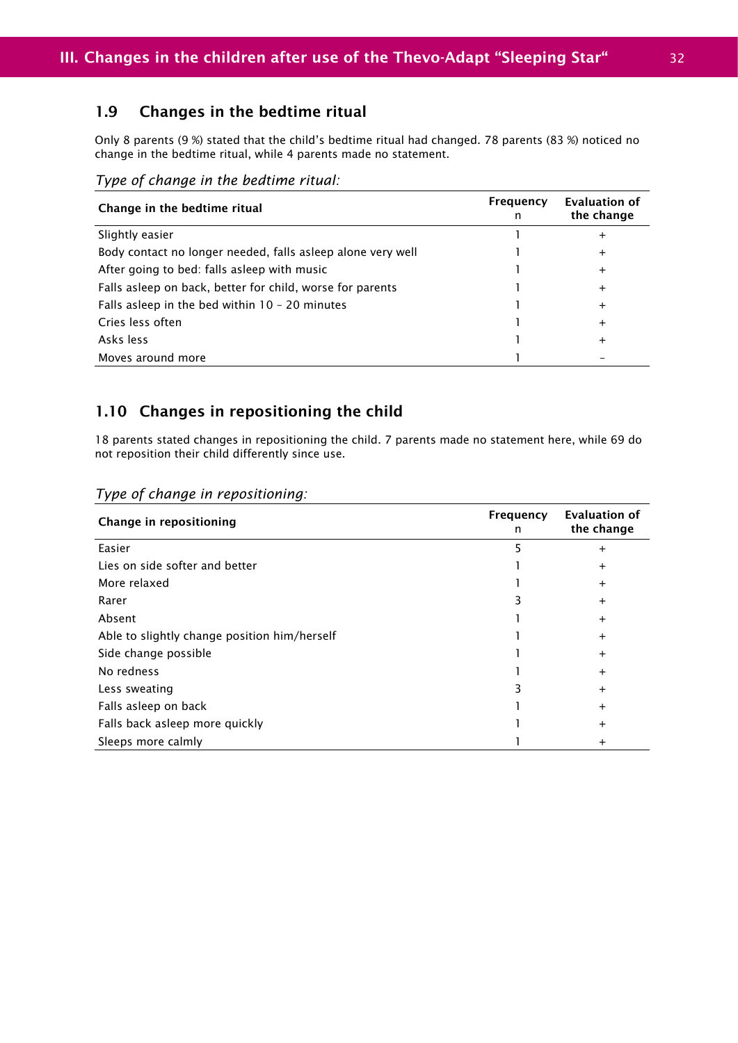## 1.9 Changes in the bedtime ritual

Only 8 parents (9 %) stated that the child's bedtime ritual had changed. 78 parents (83 %) noticed no change in the bedtime ritual, while 4 parents made no statement.

*Type of change in the bedtime ritual:*

| Change in the bedtime ritual | Frequency n | Evaluation of the change |
|---|---|---|
| Slightly easier | 1 | + |
| Body contact no longer needed, falls asleep alone very well | 1 | + |
| After going to bed: falls asleep with music | 1 | + |
| Falls asleep on back, better for child, worse for parents | 1 | + |
| Falls asleep in the bed within 10 – 20 minutes | 1 | + |
| Cries less often | 1 | + |
| Asks less | 1 | + |
| Moves around more | 1 | – |

## 1.10 Changes in repositioning the child

18 parents stated changes in repositioning the child. 7 parents made no statement here, while 69 do not reposition their child differently since use.

*Type of change in repositioning:*

| Change in repositioning | Frequency n | Evaluation of the change |
|---|---|---|
| Easier | 5 | + |
| Lies on side softer and better | 1 | + |
| More relaxed | 1 | + |
| Rarer | 3 | + |
| Absent | 1 | + |
| Able to slightly change position him/herself | 1 | + |
| Side change possible | 1 | + |
| No redness | 1 | + |
| Less sweating | 3 | + |
| Falls asleep on back | 1 | + |
| Falls back asleep more quickly | 1 | + |
| Sleeps more calmly | 1 | + |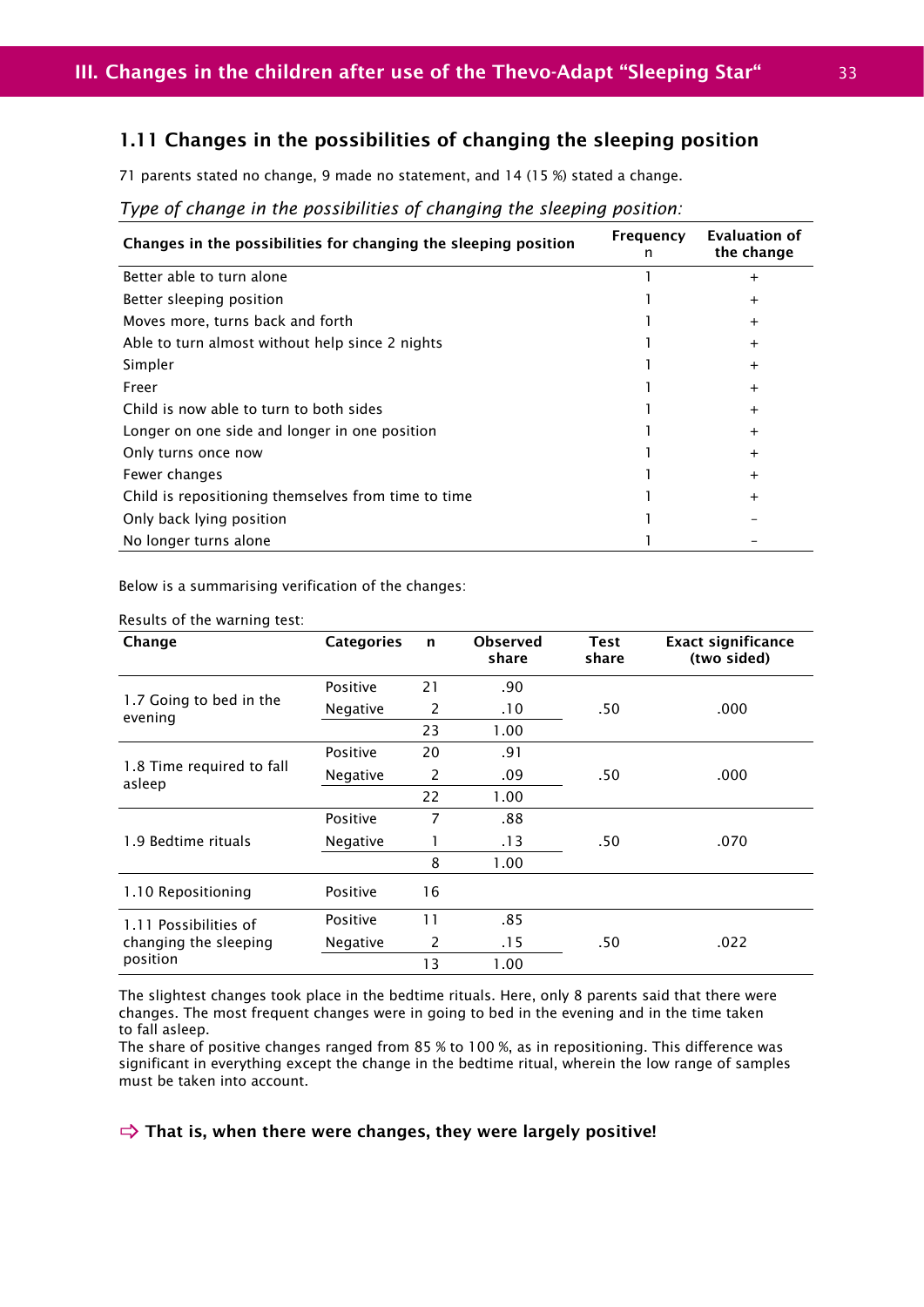## 1.11 Changes in the possibilities of changing the sleeping position

71 parents stated no change, 9 made no statement, and 14 (15 %) stated a change.

*Type of change in the possibilities of changing the sleeping position:*

| Changes in the possibilities for changing the sleeping position | Frequency n | Evaluation of the change |
|---|---|---|
| Better able to turn alone | 1 | + |
| Better sleeping position | 1 | + |
| Moves more, turns back and forth | 1 | + |
| Able to turn almost without help since 2 nights | 1 | + |
| Simpler | 1 | + |
| Freer | 1 | + |
| Child is now able to turn to both sides | 1 | + |
| Longer on one side and longer in one position | 1 | + |
| Only turns once now | 1 | + |
| Fewer changes | 1 | + |
| Child is repositioning themselves from time to time | 1 | + |
| Only back lying position | 1 | – |
| No longer turns alone | 1 | – |

Below is a summarising verification of the changes:

Results of the warning test:

| Change | Categories | n | Observed share | Test share | Exact significance (two sided) |
|---|---|---|---|---|---|
| 1.7 Going to bed in the evening | Positive | 21 | .90 | .50 | .000 |
| | Negative | 2 | .10 | | |
| | | 23 | 1.00 | | |
| 1.8 Time required to fall asleep | Positive | 20 | .91 | .50 | .000 |
| | Negative | 2 | .09 | | |
| | | 22 | 1.00 | | |
| 1.9 Bedtime rituals | Positive | 7 | .88 | .50 | .070 |
| | Negative | 1 | .13 | | |
| | | 8 | 1.00 | | |
| 1.10 Repositioning | Positive | 16 | | | |
| 1.11 Possibilities of changing the sleeping position | Positive | 11 | .85 | .50 | .022 |
| | Negative | 2 | .15 | | |
| | | 13 | 1.00 | | |

The slightest changes took place in the bedtime rituals. Here, only 8 parents said that there were changes. The most frequent changes were in going to bed in the evening and in the time taken to fall asleep.
The share of positive changes ranged from 85 % to 100 %, as in repositioning. This difference was significant in everything except the change in the bedtime ritual, wherein the low range of samples must be taken into account.

⇨ **That is, when there were changes, they were largely positive!**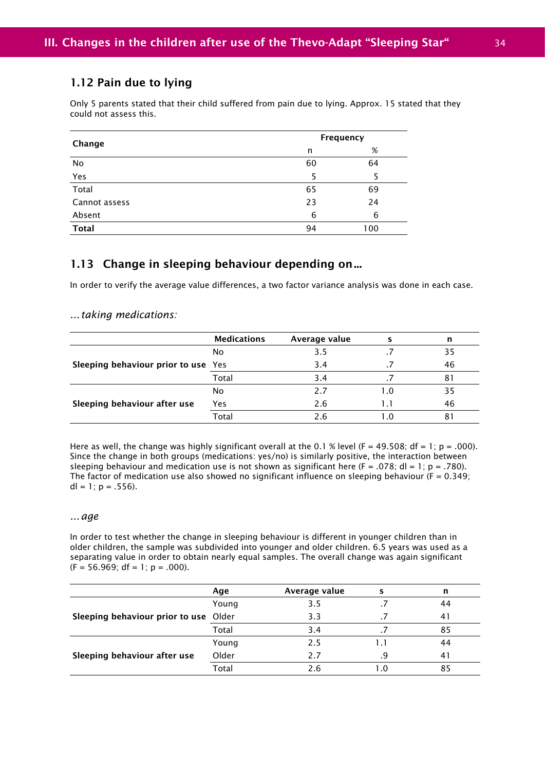### 1.12 Pain due to lying

Only 5 parents stated that their child suffered from pain due to lying. Approx. 15 stated that they could not assess this.

| Change | Frequency | |
|---|---|---|
| | n | % |
| No | 60 | 64 |
| Yes | 5 | 5 |
| Total | 65 | 69 |
| Cannot assess | 23 | 24 |
| Absent | 6 | 6 |
| **Total** | 94 | 100 |

### 1.13 Change in sleeping behaviour depending on…

In order to verify the average value differences, a two factor variance analysis was done in each case.

#### *…taking medications:*

| | Medications | Average value | s | n |
|---|---|---|---|---|
| **Sleeping behaviour prior to use** | No | 3.5 | .7 | 35 |
| | Yes | 3.4 | .7 | 46 |
| | Total | 3.4 | .7 | 81 |
| **Sleeping behaviour after use** | No | 2.7 | 1.0 | 35 |
| | Yes | 2.6 | 1.1 | 46 |
| | Total | 2.6 | 1.0 | 81 |

Here as well, the change was highly significant overall at the 0.1 % level ($F = 49.508$; $df = 1$; $p = .000$). Since the change in both groups (medications: yes/no) is similarly positive, the interaction between sleeping behaviour and medication use is not shown as significant here ($F = .078$; $dl = 1$; $p = .780$). The factor of medication use also showed no significant influence on sleeping behaviour ($F = 0.349$; $dl = 1$; $p = .556$).

#### *…age*

In order to test whether the change in sleeping behaviour is different in younger children than in older children, the sample was subdivided into younger and older children. 6.5 years was used as a separating value in order to obtain nearly equal samples. The overall change was again significant ($F = 56.969$; $df = 1$; $p = .000$).

| | Age | Average value | s | n |
|---|---|---|---|---|
| **Sleeping behaviour prior to use** | Young | 3.5 | .7 | 44 |
| | Older | 3.3 | .7 | 41 |
| | Total | 3.4 | .7 | 85 |
| **Sleeping behaviour after use** | Young | 2.5 | 1.1 | 44 |
| | Older | 2.7 | .9 | 41 |
| | Total | 2.6 | 1.0 | 85 |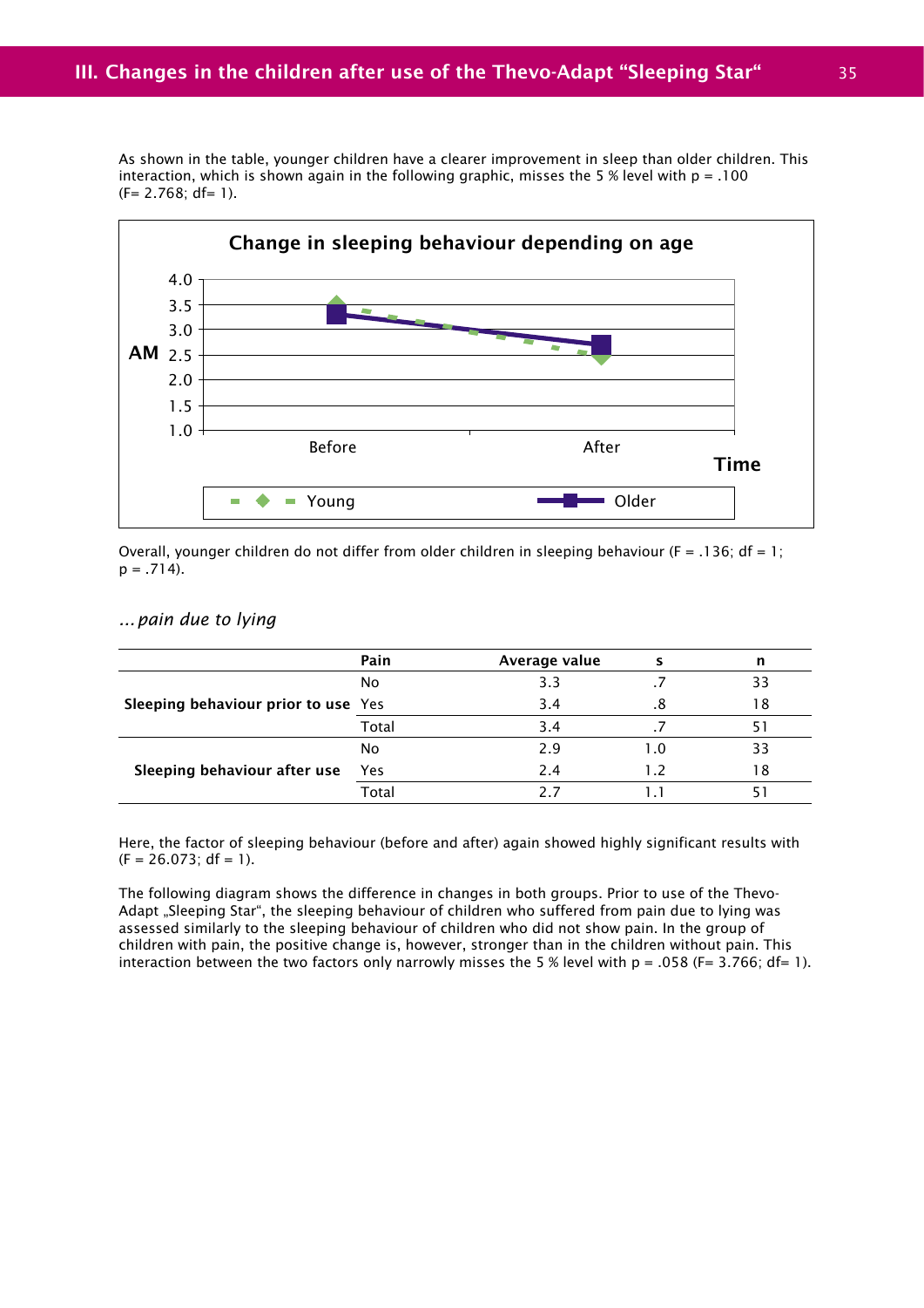As shown in the table, younger children have a clearer improvement in sleep than older children. This interaction, which is shown again in the following graphic, misses the 5 % level with p = .100 (F= 2.768; df= 1).

Change in sleeping behaviour depending on age

Overall, younger children do not differ from older children in sleeping behaviour (F = .136; df = 1; p = .714).

*...pain due to lying*

| | Pain | Average value | s | n |
|---|---|---|---|---|
| Sleeping behaviour prior to use | No | 3.3 | .7 | 33 |
| | Yes | 3.4 | .8 | 18 |
| | Total | 3.4 | .7 | 51 |
| Sleeping behaviour after use | No | 2.9 | 1.0 | 33 |
| | Yes | 2.4 | 1.2 | 18 |
| | Total | 2.7 | 1.1 | 51 |

Here, the factor of sleeping behaviour (before and after) again showed highly significant results with (F = 26.073; df = 1).

The following diagram shows the difference in changes in both groups. Prior to use of the Thevo-Adapt „Sleeping Star", the sleeping behaviour of children who suffered from pain due to lying was assessed similarly to the sleeping behaviour of children who did not show pain. In the group of children with pain, the positive change is, however, stronger than in the children without pain. This interaction between the two factors only narrowly misses the 5 % level with p = .058 (F= 3.766; df= 1).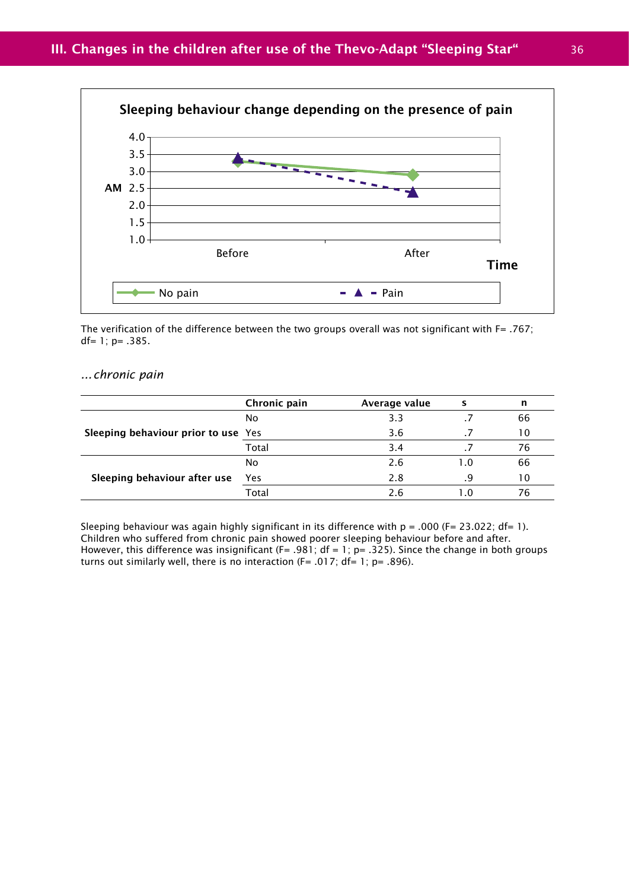**Sleeping behaviour change depending on the presence of pain**

The verification of the difference between the two groups overall was not significant with F= .767; df= 1; p= .385.

*...chronic pain*

| | Chronic pain | Average value | s | n |
|---|---|---|---|---|
| **Sleeping behaviour prior to use** | No | 3.3 | .7 | 66 |
| | Yes | 3.6 | .7 | 10 |
| | Total | 3.4 | .7 | 76 |
| **Sleeping behaviour after use** | No | 2.6 | 1.0 | 66 |
| | Yes | 2.8 | .9 | 10 |
| | Total | 2.6 | 1.0 | 76 |

Sleeping behaviour was again highly significant in its difference with p = .000 (F= 23.022; df= 1). Children who suffered from chronic pain showed poorer sleeping behaviour before and after. However, this difference was insignificant (F= .981; df = 1; p= .325). Since the change in both groups turns out similarly well, there is no interaction (F= .017; df= 1; p= .896).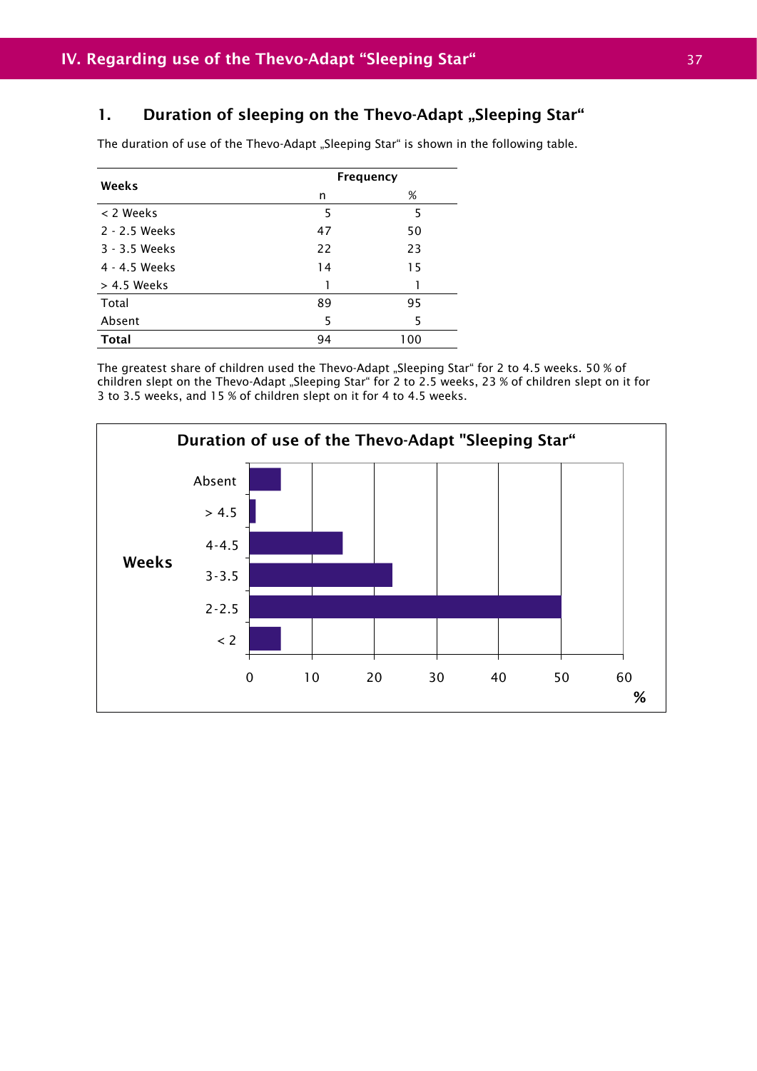# IV. Regarding use of the Thevo-Adapt "Sleeping Star"

## 1. Duration of sleeping on the Thevo-Adapt „Sleeping Star"

The duration of use of the Thevo-Adapt „Sleeping Star" is shown in the following table.

| Weeks | Frequency | |
|---|---|---|
| | n | % |
| < 2 Weeks | 5 | 5 |
| 2 - 2.5 Weeks | 47 | 50 |
| 3 - 3.5 Weeks | 22 | 23 |
| 4 - 4.5 Weeks | 14 | 15 |
| > 4.5 Weeks | 1 | 1 |
| Total | 89 | 95 |
| Absent | 5 | 5 |
| **Total** | 94 | 100 |

The greatest share of children used the Thevo-Adapt „Sleeping Star" for 2 to 4.5 weeks. 50 % of children slept on the Thevo-Adapt „Sleeping Star" for 2 to 2.5 weeks, 23 % of children slept on it for 3 to 3.5 weeks, and 15 % of children slept on it for 4 to 4.5 weeks.

**Duration of use of the Thevo-Adapt "Sleeping Star"**

| Weeks | % |
|---|---|
| Absent | 5 |
| > 4.5 | 1 |
| 4-4.5 | 15 |
| 3-3.5 | 23 |
| 2-2.5 | 50 |
| < 2 | 5 |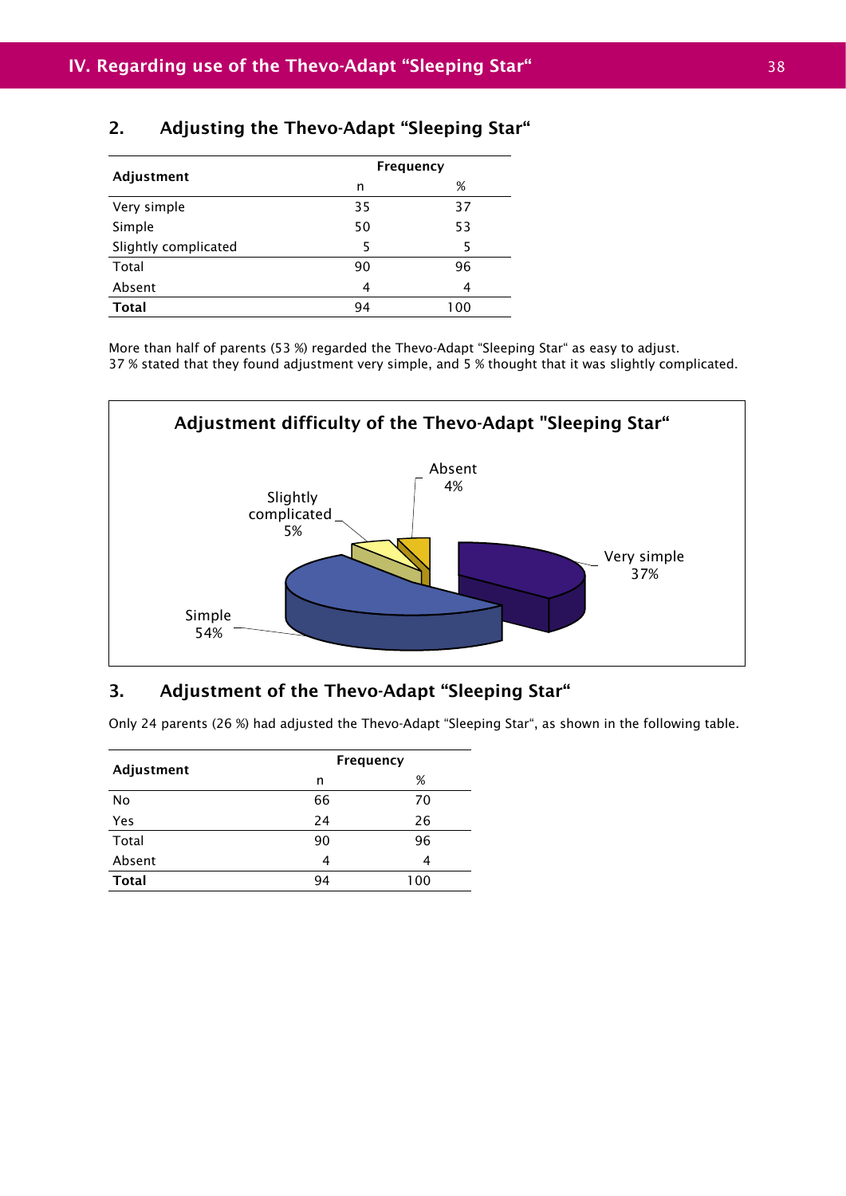## 2. Adjusting the Thevo-Adapt “Sleeping Star“

| Adjustment | Frequency | |
|---|---|---|
| | n | % |
| Very simple | 35 | 37 |
| Simple | 50 | 53 |
| Slightly complicated | 5 | 5 |
| Total | 90 | 96 |
| Absent | 4 | 4 |
| **Total** | 94 | 100 |

More than half of parents (53 %) regarded the Thevo-Adapt “Sleeping Star“ as easy to adjust. 37 % stated that they found adjustment very simple, and 5 % thought that it was slightly complicated.

**Adjustment difficulty of the Thevo-Adapt "Sleeping Star“**

Absent 4%
Slightly complicated 5%
Very simple 37%
Simple 54%

## 3. Adjustment of the Thevo-Adapt “Sleeping Star“

Only 24 parents (26 %) had adjusted the Thevo-Adapt “Sleeping Star“, as shown in the following table.

| Adjustment | Frequency | |
|---|---|---|
| | n | % |
| No | 66 | 70 |
| Yes | 24 | 26 |
| Total | 90 | 96 |
| Absent | 4 | 4 |
| **Total** | 94 | 100 |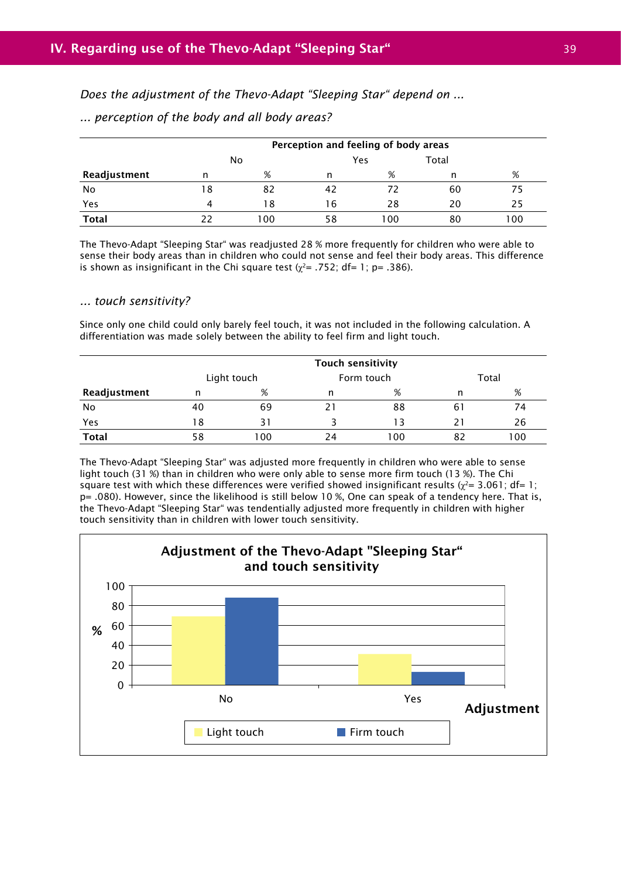*Does the adjustment of the Thevo-Adapt "Sleeping Star" depend on ...*

*... perception of the body and all body areas?*

| | Perception and feeling of body areas | | | | | |
|---|---|---|---|---|---|---|
| | No | | Yes | | Total | |
| **Readjustment** | n | % | n | % | n | % |
| No | 18 | 82 | 42 | 72 | 60 | 75 |
| Yes | 4 | 18 | 16 | 28 | 20 | 25 |
| **Total** | 22 | 100 | 58 | 100 | 80 | 100 |

The Thevo-Adapt "Sleeping Star" was readjusted 28 % more frequently for children who were able to sense their body areas than in children who could not sense and feel their body areas. This difference is shown as insignificant in the Chi square test ($\chi^2$= .752; df= 1; p= .386).

*... touch sensitivity?*

Since only one child could only barely feel touch, it was not included in the following calculation. A differentiation was made solely between the ability to feel firm and light touch.

| | Touch sensitivity | | | | | |
|---|---|---|---|---|---|---|
| | Light touch | | Form touch | | Total | |
| **Readjustment** | n | % | n | % | n | % |
| No | 40 | 69 | 21 | 88 | 61 | 74 |
| Yes | 18 | 31 | 3 | 13 | 21 | 26 |
| **Total** | 58 | 100 | 24 | 100 | 82 | 100 |

The Thevo-Adapt "Sleeping Star" was adjusted more frequently in children who were able to sense light touch (31 %) than in children who were only able to sense more firm touch (13 %). The Chi square test with which these differences were verified showed insignificant results ($\chi^2$= 3.061; df= 1; p= .080). However, since the likelihood is still below 10 %, One can speak of a tendency here. That is, the Thevo-Adapt "Sleeping Star" was tendentially adjusted more frequently in children with higher touch sensitivity than in children with lower touch sensitivity.

**Adjustment of the Thevo-Adapt "Sleeping Star" and touch sensitivity**

| Adjustment | Light touch (%) | Firm touch (%) |
|---|---|---|
| No | 69 | 88 |
| Yes | 31 | 13 |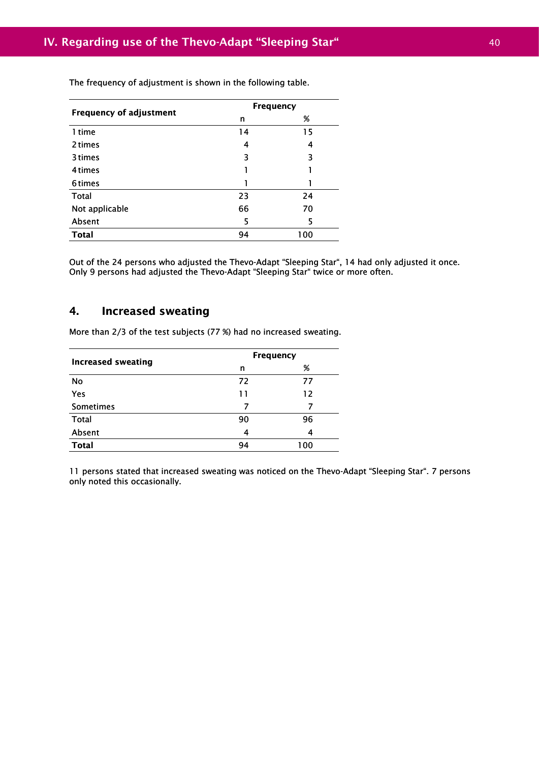The frequency of adjustment is shown in the following table.

| Frequency of adjustment | Frequency | |
|---|---|---|
| | n | % |
| 1 time | 14 | 15 |
| 2 times | 4 | 4 |
| 3 times | 3 | 3 |
| 4 times | 1 | 1 |
| 6 times | 1 | 1 |
| Total | 23 | 24 |
| Not applicable | 66 | 70 |
| Absent | 5 | 5 |
| **Total** | 94 | 100 |

Out of the 24 persons who adjusted the Thevo-Adapt “Sleeping Star“, 14 had only adjusted it once. Only 9 persons had adjusted the Thevo-Adapt “Sleeping Star“ twice or more often.

## 4. Increased sweating

More than 2/3 of the test subjects (77 %) had no increased sweating.

| Increased sweating | Frequency | |
|---|---|---|
| | n | % |
| No | 72 | 77 |
| Yes | 11 | 12 |
| Sometimes | 7 | 7 |
| Total | 90 | 96 |
| Absent | 4 | 4 |
| **Total** | 94 | 100 |

11 persons stated that increased sweating was noticed on the Thevo-Adapt “Sleeping Star“. 7 persons only noted this occasionally.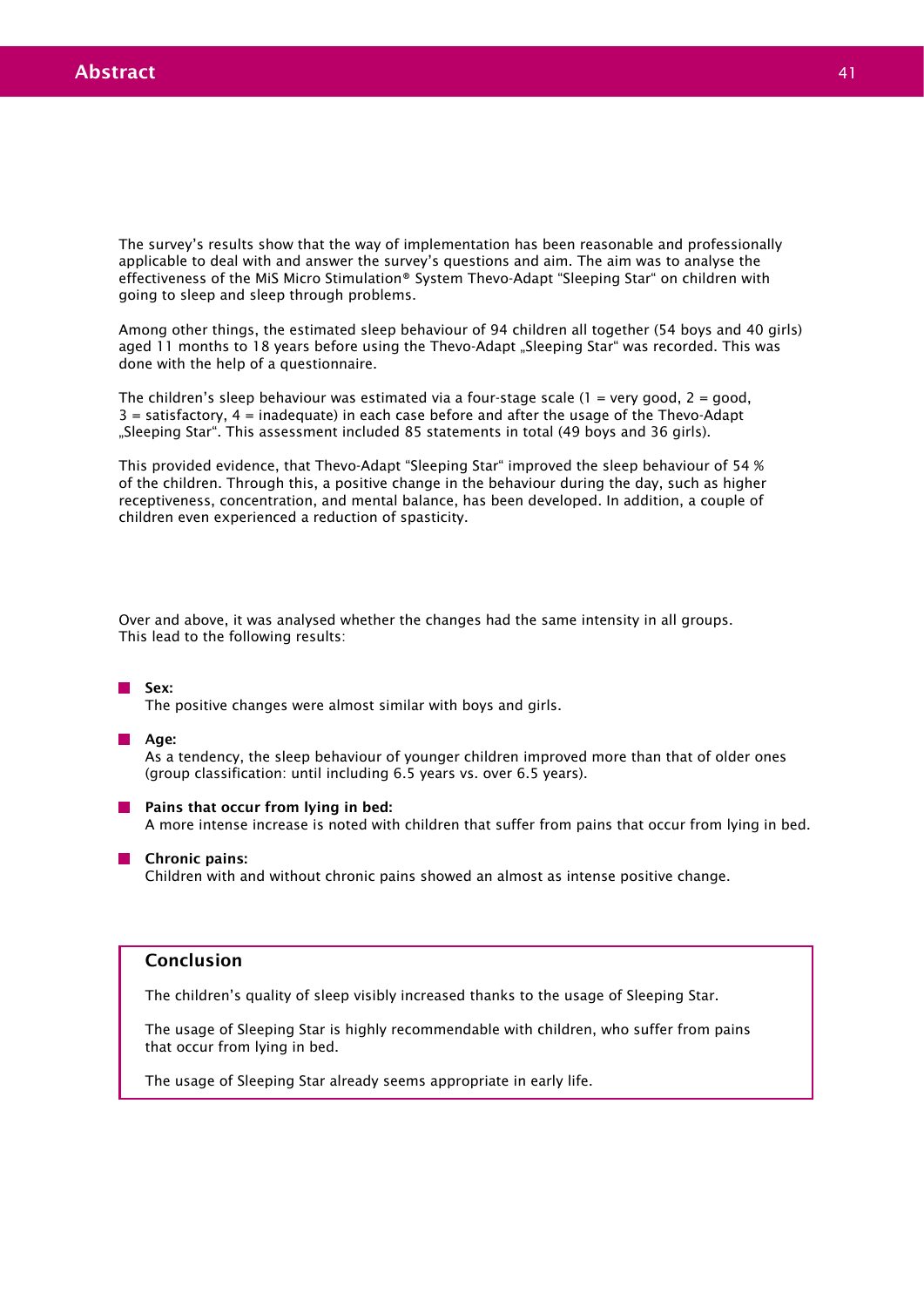# Abstract

The survey's results show that the way of implementation has been reasonable and professionally applicable to deal with and answer the survey's questions and aim. The aim was to analyse the effectiveness of the MiS Micro Stimulation® System Thevo-Adapt "Sleeping Star" on children with going to sleep and sleep through problems.

Among other things, the estimated sleep behaviour of 94 children all together (54 boys and 40 girls) aged 11 months to 18 years before using the Thevo-Adapt „Sleeping Star" was recorded. This was done with the help of a questionnaire.

The children's sleep behaviour was estimated via a four-stage scale (1 = very good, 2 = good, 3 = satisfactory, 4 = inadequate) in each case before and after the usage of the Thevo-Adapt „Sleeping Star". This assessment included 85 statements in total (49 boys and 36 girls).

This provided evidence, that Thevo-Adapt "Sleeping Star" improved the sleep behaviour of 54 % of the children. Through this, a positive change in the behaviour during the day, such as higher receptiveness, concentration, and mental balance, has been developed. In addition, a couple of children even experienced a reduction of spasticity.

Over and above, it was analysed whether the changes had the same intensity in all groups. This lead to the following results:

- **Sex:**
  The positive changes were almost similar with boys and girls.
- **Age:**
  As a tendency, the sleep behaviour of younger children improved more than that of older ones (group classification: until including 6.5 years vs. over 6.5 years).
- **Pains that occur from lying in bed:**
  A more intense increase is noted with children that suffer from pains that occur from lying in bed.
- **Chronic pains:**
  Children with and without chronic pains showed an almost as intense positive change.

## Conclusion

The children's quality of sleep visibly increased thanks to the usage of Sleeping Star.

The usage of Sleeping Star is highly recommendable with children, who suffer from pains that occur from lying in bed.

The usage of Sleeping Star already seems appropriate in early life.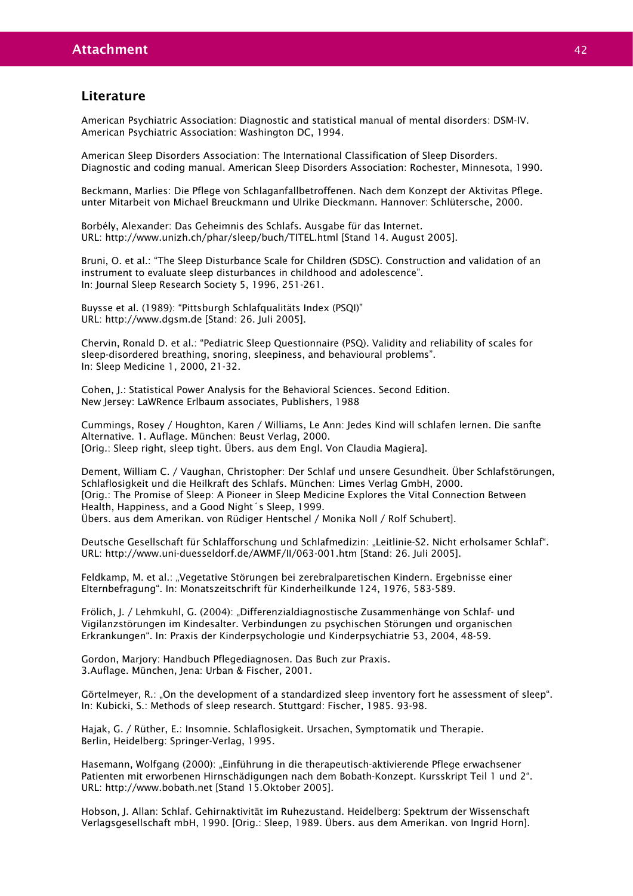## Literature

American Psychiatric Association: Diagnostic and statistical manual of mental disorders: DSM-IV. American Psychiatric Association: Washington DC, 1994.

American Sleep Disorders Association: The International Classification of Sleep Disorders. Diagnostic and coding manual. American Sleep Disorders Association: Rochester, Minnesota, 1990.

Beckmann, Marlies: Die Pflege von Schlaganfallbetroffenen. Nach dem Konzept der Aktivitas Pflege. unter Mitarbeit von Michael Breuckmann und Ulrike Dieckmann. Hannover: Schlütersche, 2000.

Borbély, Alexander: Das Geheimnis des Schlafs. Ausgabe für das Internet. URL: http://www.unizh.ch/phar/sleep/buch/TITEL.html [Stand 14. August 2005].

Bruni, O. et al.: "The Sleep Disturbance Scale for Children (SDSC). Construction and validation of an instrument to evaluate sleep disturbances in childhood and adolescence". In: Journal Sleep Research Society 5, 1996, 251-261.

Buysse et al. (1989): "Pittsburgh Schlafqualitäts Index (PSQI)" URL: http://www.dgsm.de [Stand: 26. Juli 2005].

Chervin, Ronald D. et al.: "Pediatric Sleep Questionnaire (PSQ). Validity and reliability of scales for sleep-disordered breathing, snoring, sleepiness, and behavioural problems". In: Sleep Medicine 1, 2000, 21-32.

Cohen, J.: Statistical Power Analysis for the Behavioral Sciences. Second Edition. New Jersey: LaWRence Erlbaum associates, Publishers, 1988

Cummings, Rosey / Houghton, Karen / Williams, Le Ann: Jedes Kind will schlafen lernen. Die sanfte Alternative. 1. Auflage. München: Beust Verlag, 2000. [Orig.: Sleep right, sleep tight. Übers. aus dem Engl. Von Claudia Magiera].

Dement, William C. / Vaughan, Christopher: Der Schlaf und unsere Gesundheit. Über Schlafstörungen, Schlaflosigkeit und die Heilkraft des Schlafs. München: Limes Verlag GmbH, 2000. [Orig.: The Promise of Sleep: A Pioneer in Sleep Medicine Explores the Vital Connection Between Health, Happiness, and a Good Night´s Sleep, 1999. Übers. aus dem Amerikan. von Rüdiger Hentschel / Monika Noll / Rolf Schubert].

Deutsche Gesellschaft für Schlafforschung und Schlafmedizin: „Leitlinie-S2. Nicht erholsamer Schlaf". URL: http://www.uni-duesseldorf.de/AWMF/II/063-001.htm [Stand: 26. Juli 2005].

Feldkamp, M. et al.: „Vegetative Störungen bei zerebralparetischen Kindern. Ergebnisse einer Elternbefragung". In: Monatszeitschrift für Kinderheilkunde 124, 1976, 583-589.

Frölich, J. / Lehmkuhl, G. (2004): „Differenzialdiagnostische Zusammenhänge von Schlaf- und Vigilanzstörungen im Kindesalter. Verbindungen zu psychischen Störungen und organischen Erkrankungen". In: Praxis der Kinderpsychologie und Kinderpsychiatrie 53, 2004, 48-59.

Gordon, Marjory: Handbuch Pflegediagnosen. Das Buch zur Praxis. 3.Auflage. München, Jena: Urban & Fischer, 2001.

Görtelmeyer, R.: „On the development of a standardized sleep inventory fort he assessment of sleep". In: Kubicki, S.: Methods of sleep research. Stuttgard: Fischer, 1985. 93-98.

Hajak, G. / Rüther, E.: Insomnie. Schlaflosigkeit. Ursachen, Symptomatik und Therapie. Berlin, Heidelberg: Springer-Verlag, 1995.

Hasemann, Wolfgang (2000): „Einführung in die therapeutisch-aktivierende Pflege erwachsener Patienten mit erworbenen Hirnschädigungen nach dem Bobath-Konzept. Kursskript Teil 1 und 2". URL: http://www.bobath.net [Stand 15.Oktober 2005].

Hobson, J. Allan: Schlaf. Gehirnaktivität im Ruhezustand. Heidelberg: Spektrum der Wissenschaft Verlagsgesellschaft mbH, 1990. [Orig.: Sleep, 1989. Übers. aus dem Amerikan. von Ingrid Horn].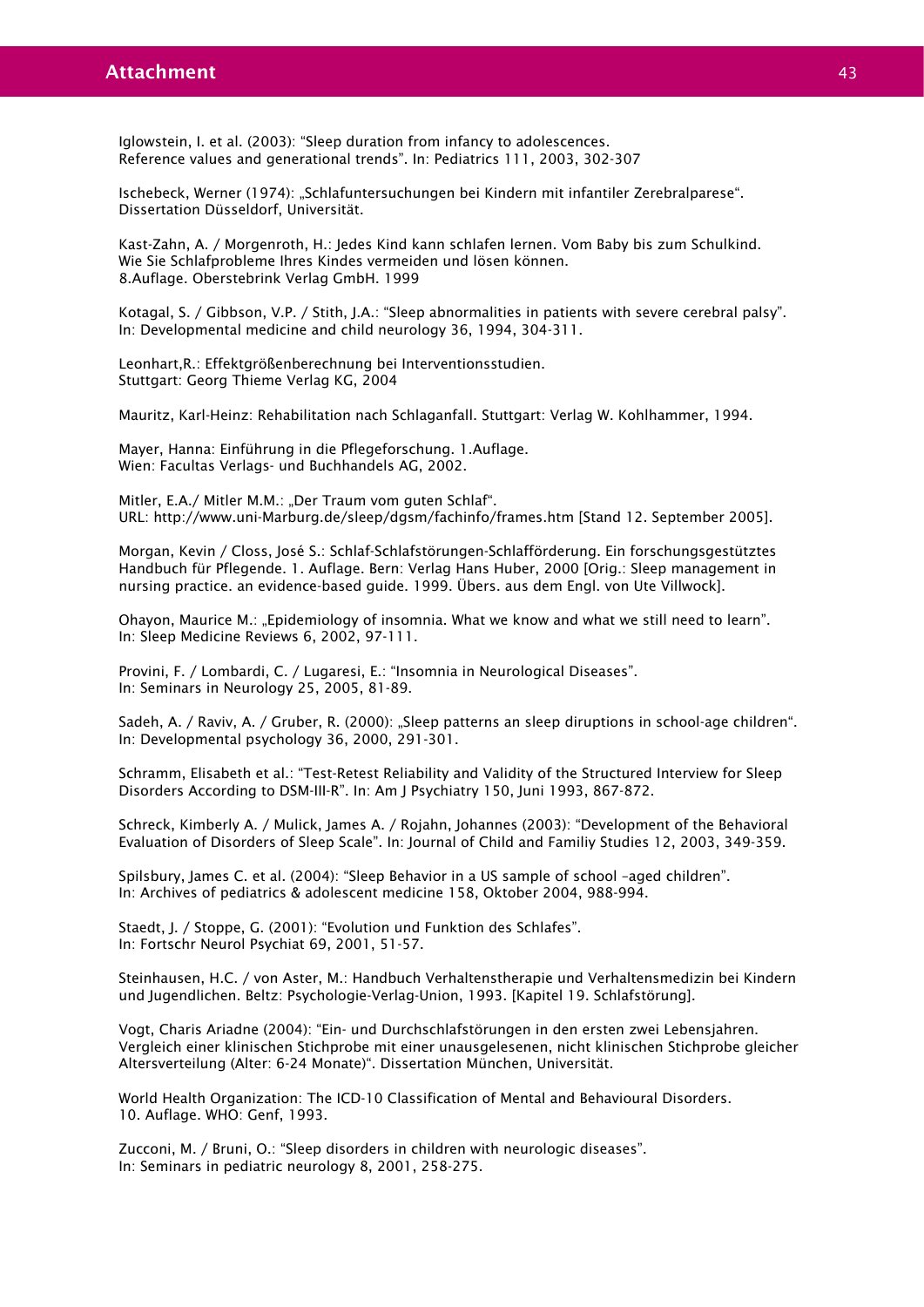Iglowstein, I. et al. (2003): "Sleep duration from infancy to adolescences. Reference values and generational trends". In: Pediatrics 111, 2003, 302-307

Ischebeck, Werner (1974): „Schlafuntersuchungen bei Kindern mit infantiler Zerebralparese". Dissertation Düsseldorf, Universität.

Kast-Zahn, A. / Morgenroth, H.: Jedes Kind kann schlafen lernen. Vom Baby bis zum Schulkind. Wie Sie Schlafprobleme Ihres Kindes vermeiden und lösen können. 8.Auflage. Oberstebrink Verlag GmbH. 1999

Kotagal, S. / Gibbson, V.P. / Stith, J.A.: "Sleep abnormalities in patients with severe cerebral palsy". In: Developmental medicine and child neurology 36, 1994, 304-311.

Leonhart,R.: Effektgrößenberechnung bei Interventionsstudien. Stuttgart: Georg Thieme Verlag KG, 2004

Mauritz, Karl-Heinz: Rehabilitation nach Schlaganfall. Stuttgart: Verlag W. Kohlhammer, 1994.

Mayer, Hanna: Einführung in die Pflegeforschung. 1.Auflage. Wien: Facultas Verlags- und Buchhandels AG, 2002.

Mitler, E.A./ Mitler M.M.: „Der Traum vom guten Schlaf". URL: http://www.uni-Marburg.de/sleep/dgsm/fachinfo/frames.htm [Stand 12. September 2005].

Morgan, Kevin / Closs, José S.: Schlaf-Schlafstörungen-Schlafförderung. Ein forschungsgestütztes Handbuch für Pflegende. 1. Auflage. Bern: Verlag Hans Huber, 2000 [Orig.: Sleep management in nursing practice. an evidence-based guide. 1999. Übers. aus dem Engl. von Ute Villwock].

Ohayon, Maurice M.: „Epidemiology of insomnia. What we know and what we still need to learn". In: Sleep Medicine Reviews 6, 2002, 97-111.

Provini, F. / Lombardi, C. / Lugaresi, E.: "Insomnia in Neurological Diseases". In: Seminars in Neurology 25, 2005, 81-89.

Sadeh, A. / Raviv, A. / Gruber, R. (2000): „Sleep patterns an sleep diruptions in school-age children". In: Developmental psychology 36, 2000, 291-301.

Schramm, Elisabeth et al.: "Test-Retest Reliability and Validity of the Structured Interview for Sleep Disorders According to DSM-III-R". In: Am J Psychiatry 150, Juni 1993, 867-872.

Schreck, Kimberly A. / Mulick, James A. / Rojahn, Johannes (2003): "Development of the Behavioral Evaluation of Disorders of Sleep Scale". In: Journal of Child and Familiy Studies 12, 2003, 349-359.

Spilsbury, James C. et al. (2004): "Sleep Behavior in a US sample of school –aged children". In: Archives of pediatrics & adolescent medicine 158, Oktober 2004, 988-994.

Staedt, J. / Stoppe, G. (2001): "Evolution und Funktion des Schlafes". In: Fortschr Neurol Psychiat 69, 2001, 51-57.

Steinhausen, H.C. / von Aster, M.: Handbuch Verhaltenstherapie und Verhaltensmedizin bei Kindern und Jugendlichen. Beltz: Psychologie-Verlag-Union, 1993. [Kapitel 19. Schlafstörung].

Vogt, Charis Ariadne (2004): "Ein- und Durchschlafstörungen in den ersten zwei Lebensjahren. Vergleich einer klinischen Stichprobe mit einer unausgelesenen, nicht klinischen Stichprobe gleicher Altersverteilung (Alter: 6-24 Monate)". Dissertation München, Universität.

World Health Organization: The ICD-10 Classification of Mental and Behavioural Disorders. 10. Auflage. WHO: Genf, 1993.

Zucconi, M. / Bruni, O.: "Sleep disorders in children with neurologic diseases". In: Seminars in pediatric neurology 8, 2001, 258-275.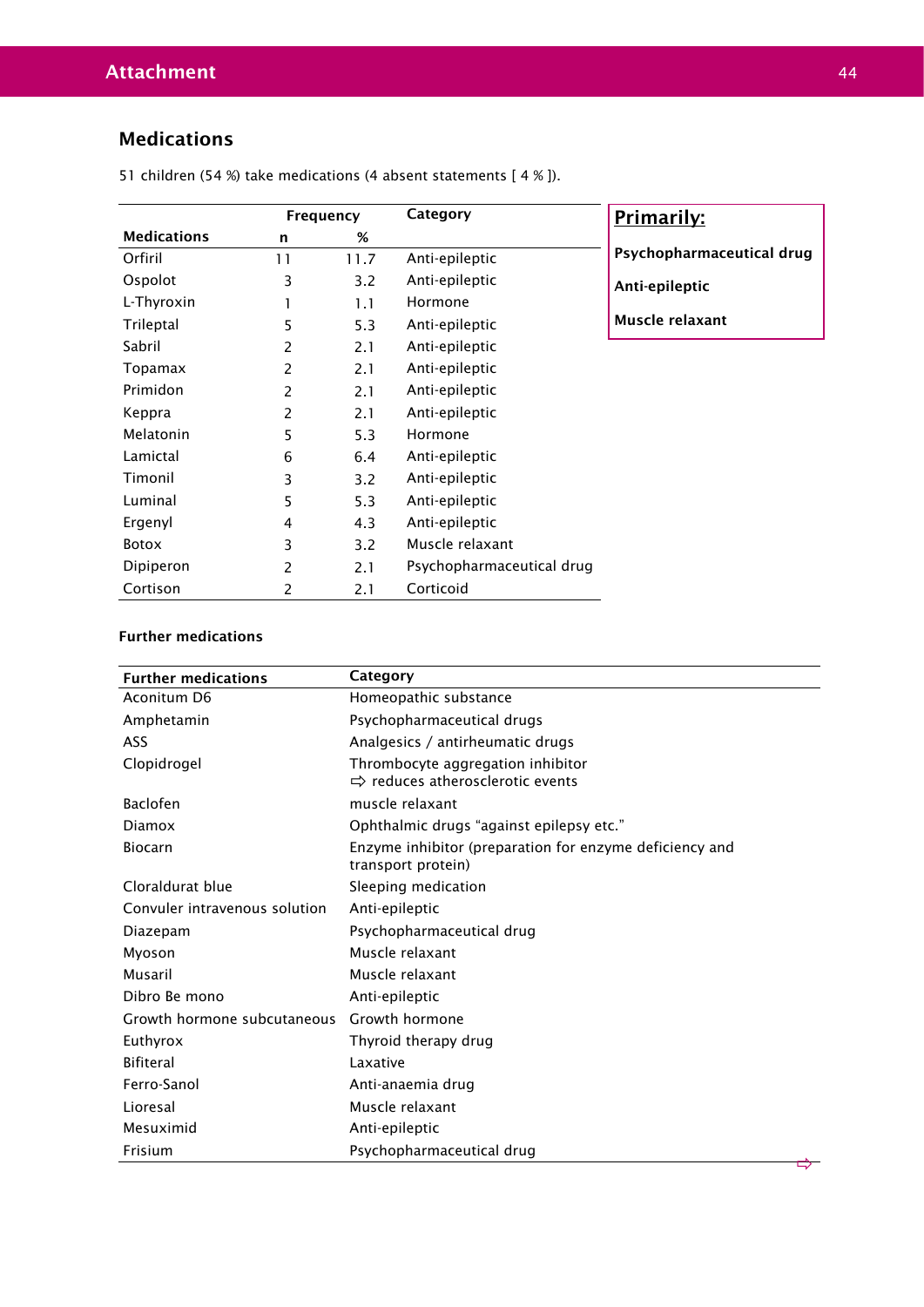## Medications

51 children (54 %) take medications (4 absent statements [ 4 % ]).

| Medications | Frequency n | % | Category |
|---|---|---|---|
| Orfiril | 11 | 11.7 | Anti-epileptic |
| Ospolot | 3 | 3.2 | Anti-epileptic |
| L-Thyroxin | 1 | 1.1 | Hormone |
| Trileptal | 5 | 5.3 | Anti-epileptic |
| Sabril | 2 | 2.1 | Anti-epileptic |
| Topamax | 2 | 2.1 | Anti-epileptic |
| Primidon | 2 | 2.1 | Anti-epileptic |
| Keppra | 2 | 2.1 | Anti-epileptic |
| Melatonin | 5 | 5.3 | Hormone |
| Lamictal | 6 | 6.4 | Anti-epileptic |
| Timonil | 3 | 3.2 | Anti-epileptic |
| Luminal | 5 | 5.3 | Anti-epileptic |
| Ergenyl | 4 | 4.3 | Anti-epileptic |
| Botox | 3 | 3.2 | Muscle relaxant |
| Dipiperon | 2 | 2.1 | Psychopharmaceutical drug |
| Cortison | 2 | 2.1 | Corticoid |

**Primarily:**

**Psychopharmaceutical drug**

**Anti-epileptic**

**Muscle relaxant**

### Further medications

| Further medications | Category |
|---|---|
| Aconitum D6 | Homeopathic substance |
| Amphetamin | Psychopharmaceutical drugs |
| ASS | Analgesics / antirheumatic drugs |
| Clopidrogel | Thrombocyte aggregation inhibitor ⇨ reduces atherosclerotic events |
| Baclofen | muscle relaxant |
| Diamox | Ophthalmic drugs "against epilepsy etc." |
| Biocarn | Enzyme inhibitor (preparation for enzyme deficiency and transport protein) |
| Cloraldurat blue | Sleeping medication |
| Convuler intravenous solution | Anti-epileptic |
| Diazepam | Psychopharmaceutical drug |
| Myoson | Muscle relaxant |
| Musaril | Muscle relaxant |
| Dibro Be mono | Anti-epileptic |
| Growth hormone subcutaneous | Growth hormone |
| Euthyrox | Thyroid therapy drug |
| Bifiteral | Laxative |
| Ferro-Sanol | Anti-anaemia drug |
| Lioresal | Muscle relaxant |
| Mesuximid | Anti-epileptic |
| Frisium | Psychopharmaceutical drug |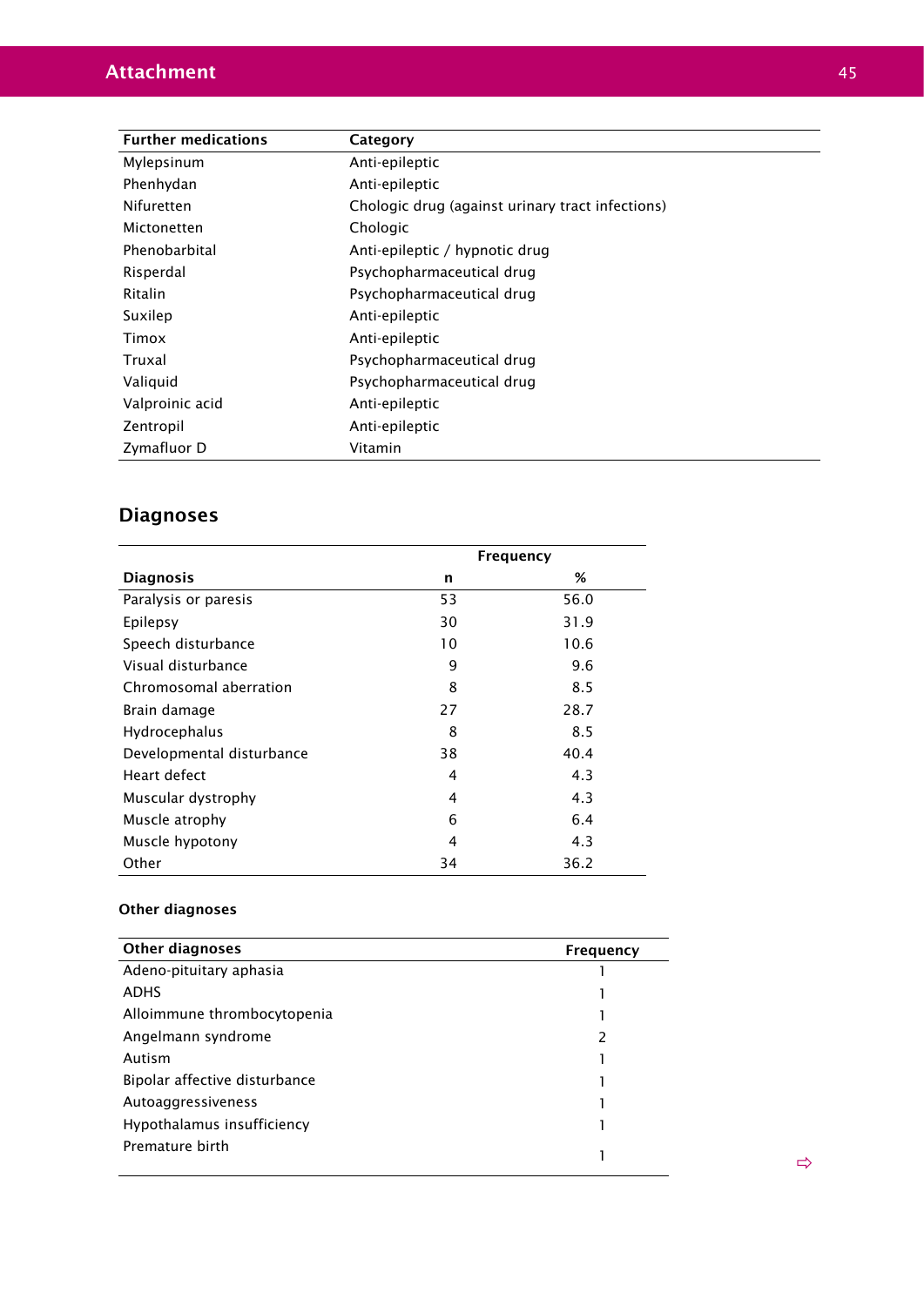| Further medications | Category |
|---|---|
| Mylepsinum | Anti-epileptic |
| Phenhydan | Anti-epileptic |
| Nifuretten | Chologic drug (against urinary tract infections) |
| Mictonetten | Chologic |
| Phenobarbital | Anti-epileptic / hypnotic drug |
| Risperdal | Psychopharmaceutical drug |
| Ritalin | Psychopharmaceutical drug |
| Suxilep | Anti-epileptic |
| Timox | Anti-epileptic |
| Truxal | Psychopharmaceutical drug |
| Valiquid | Psychopharmaceutical drug |
| Valproinic acid | Anti-epileptic |
| Zentropil | Anti-epileptic |
| Zymafluor D | Vitamin |

## Diagnoses

| | Frequency | |
|---|---|---|
| **Diagnosis** | **n** | **%** |
| Paralysis or paresis | 53 | 56.0 |
| Epilepsy | 30 | 31.9 |
| Speech disturbance | 10 | 10.6 |
| Visual disturbance | 9 | 9.6 |
| Chromosomal aberration | 8 | 8.5 |
| Brain damage | 27 | 28.7 |
| Hydrocephalus | 8 | 8.5 |
| Developmental disturbance | 38 | 40.4 |
| Heart defect | 4 | 4.3 |
| Muscular dystrophy | 4 | 4.3 |
| Muscle atrophy | 6 | 6.4 |
| Muscle hypotony | 4 | 4.3 |
| Other | 34 | 36.2 |

### Other diagnoses

| Other diagnoses | Frequency |
|---|---|
| Adeno-pituitary aphasia | 1 |
| ADHS | 1 |
| Alloimmune thrombocytopenia | 1 |
| Angelmann syndrome | 2 |
| Autism | 1 |
| Bipolar affective disturbance | 1 |
| Autoaggressiveness | 1 |
| Hypothalamus insufficiency | 1 |
| Premature birth | 1 |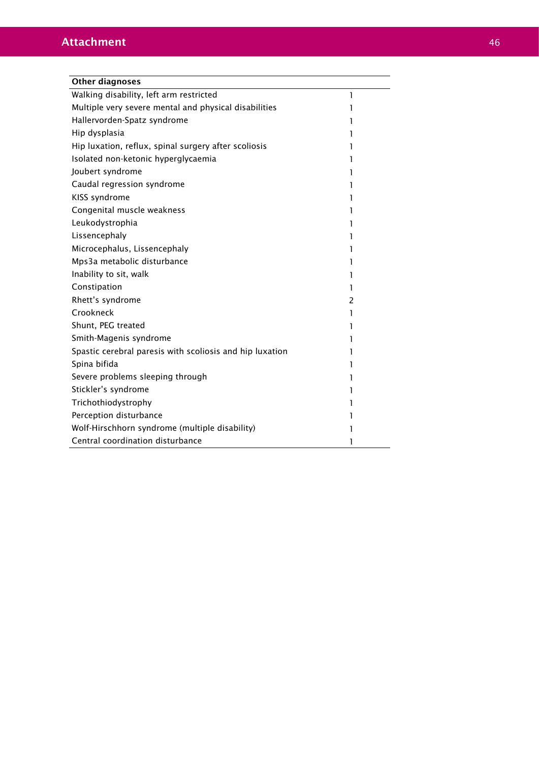| Other diagnoses | |
|---|---|
| Walking disability, left arm restricted | 1 |
| Multiple very severe mental and physical disabilities | 1 |
| Hallervorden-Spatz syndrome | 1 |
| Hip dysplasia | 1 |
| Hip luxation, reflux, spinal surgery after scoliosis | 1 |
| Isolated non-ketonic hyperglycaemia | 1 |
| Joubert syndrome | 1 |
| Caudal regression syndrome | 1 |
| KISS syndrome | 1 |
| Congenital muscle weakness | 1 |
| Leukodystrophia | 1 |
| Lissencephaly | 1 |
| Microcephalus, Lissencephaly | 1 |
| Mps3a metabolic disturbance | 1 |
| Inability to sit, walk | 1 |
| Constipation | 1 |
| Rhett's syndrome | 2 |
| Crookneck | 1 |
| Shunt, PEG treated | 1 |
| Smith-Magenis syndrome | 1 |
| Spastic cerebral paresis with scoliosis and hip luxation | 1 |
| Spina bifida | 1 |
| Severe problems sleeping through | 1 |
| Stickler's syndrome | 1 |
| Trichothiodystrophy | 1 |
| Perception disturbance | 1 |
| Wolf-Hirschhorn syndrome (multiple disability) | 1 |
| Central coordination disturbance | 1 |